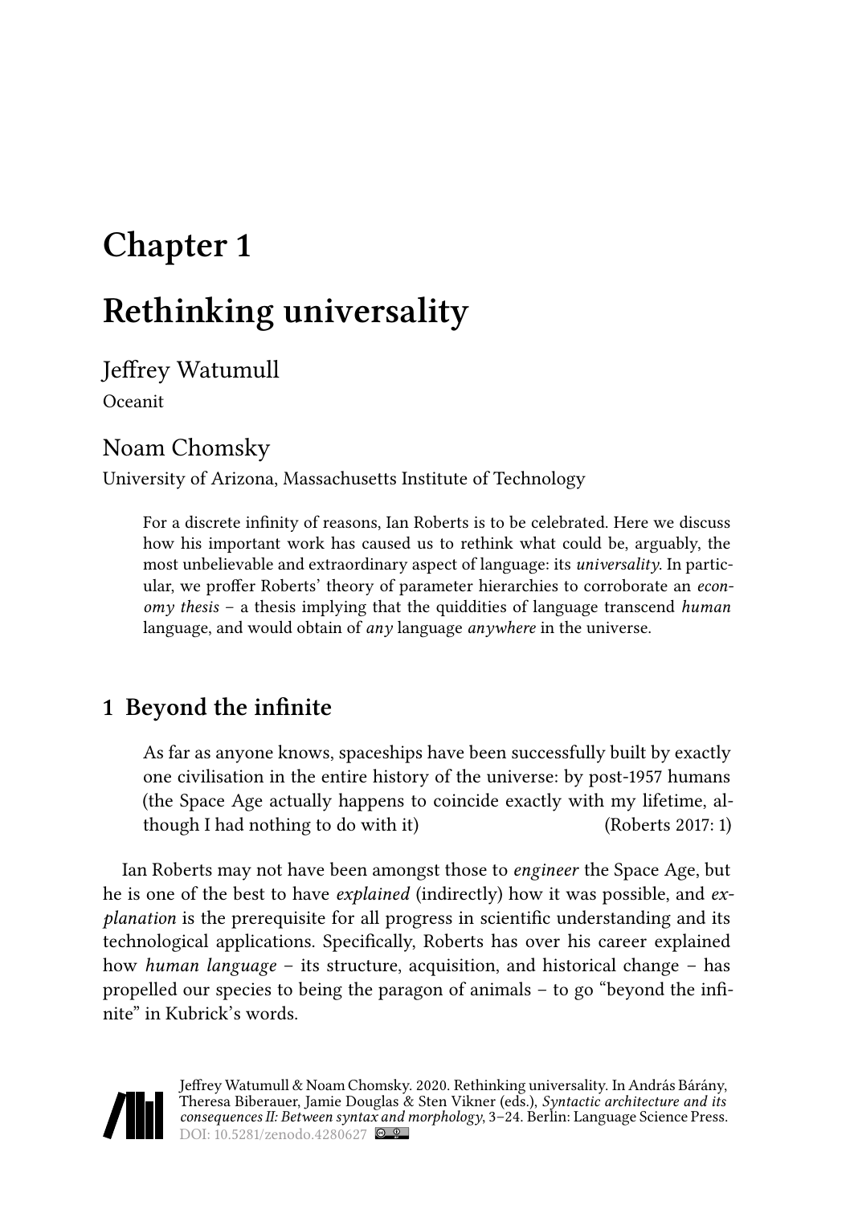# Chapter 1

# Rethinking universality

Jeffrey Watumull

Oceanit

Noam Chomsky

University of Arizona, Massachusetts Institute of Technology

> For a discrete infinity of reasons, Ian Roberts is to be celebrated. Here we discuss how his important work has caused us to rethink what could be, arguably, the most unbelievable and extraordinary aspect of language: its *universality*. In particular, we proffer Roberts' theory of parameter hierarchies to corroborate an *economy thesis* – a thesis implying that the quiddities of language transcend *human* language, and would obtain of *any* language *anywhere* in the universe.

## 1 Beyond the infinite

> As far as anyone knows, spaceships have been successfully built by exactly one civilisation in the entire history of the universe: by post-1957 humans (the Space Age actually happens to coincide exactly with my lifetime, although I had nothing to do with it) (Roberts 2017: 1)

Ian Roberts may not have been amongst those to *engineer* the Space Age, but he is one of the best to have *explained* (indirectly) how it was possible, and *explanation* is the prerequisite for all progress in scientific understanding and its technological applications. Specifically, Roberts has over his career explained how *human language* – its structure, acquisition, and historical change – has propelled our species to being the paragon of animals – to go "beyond the infinite" in Kubrick's words.

Jeffrey Watumull & Noam Chomsky. 2020. Rethinking universality. In András Bárány, Theresa Biberauer, Jamie Douglas & Sten Vikner (eds.), *Syntactic architecture and its consequences II: Between syntax and morphology*, 3–24. Berlin: Language Science Press. DOI: 10.5281/zenodo.4280627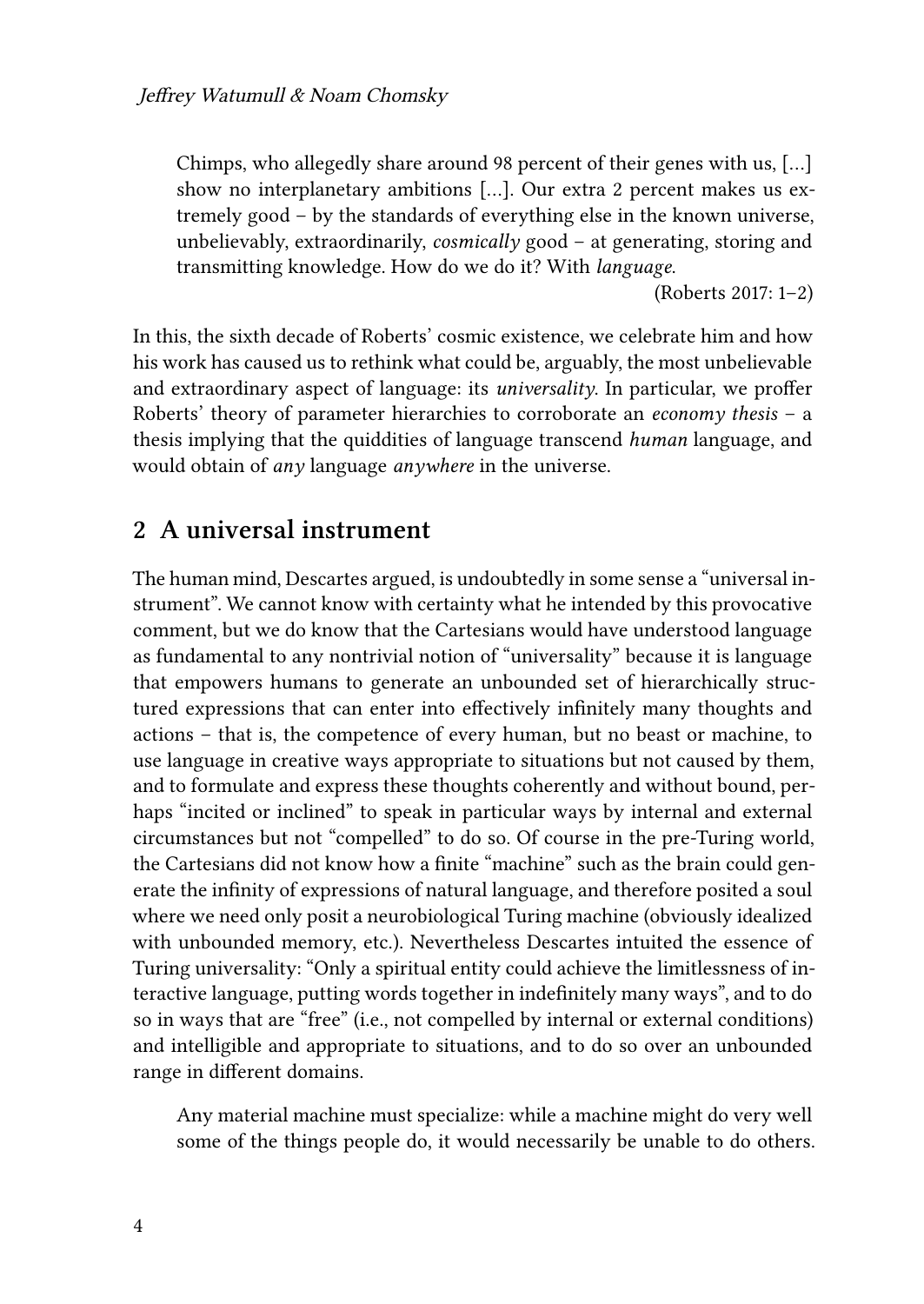> Chimps, who allegedly share around 98 percent of their genes with us, […] show no interplanetary ambitions […]. Our extra 2 percent makes us extremely good – by the standards of everything else in the known universe, unbelievably, extraordinarily, *cosmically* good – at generating, storing and transmitting knowledge. How do we do it? With *language*.
>
> (Roberts 2017: 1–2)

In this, the sixth decade of Roberts' cosmic existence, we celebrate him and how his work has caused us to rethink what could be, arguably, the most unbelievable and extraordinary aspect of language: its *universality*. In particular, we proffer Roberts' theory of parameter hierarchies to corroborate an *economy thesis* – a thesis implying that the quiddities of language transcend *human* language, and would obtain of *any* language *anywhere* in the universe.

## 2 A universal instrument

The human mind, Descartes argued, is undoubtedly in some sense a "universal instrument". We cannot know with certainty what he intended by this provocative comment, but we do know that the Cartesians would have understood language as fundamental to any nontrivial notion of "universality" because it is language that empowers humans to generate an unbounded set of hierarchically structured expressions that can enter into effectively infinitely many thoughts and actions – that is, the competence of every human, but no beast or machine, to use language in creative ways appropriate to situations but not caused by them, and to formulate and express these thoughts coherently and without bound, perhaps "incited or inclined" to speak in particular ways by internal and external circumstances but not "compelled" to do so. Of course in the pre-Turing world, the Cartesians did not know how a finite "machine" such as the brain could generate the infinity of expressions of natural language, and therefore posited a soul where we need only posit a neurobiological Turing machine (obviously idealized with unbounded memory, etc.). Nevertheless Descartes intuited the essence of Turing universality: "Only a spiritual entity could achieve the limitlessness of interactive language, putting words together in indefinitely many ways", and to do so in ways that are "free" (i.e., not compelled by internal or external conditions) and intelligible and appropriate to situations, and to do so over an unbounded range in different domains.

> Any material machine must specialize: while a machine might do very well some of the things people do, it would necessarily be unable to do others.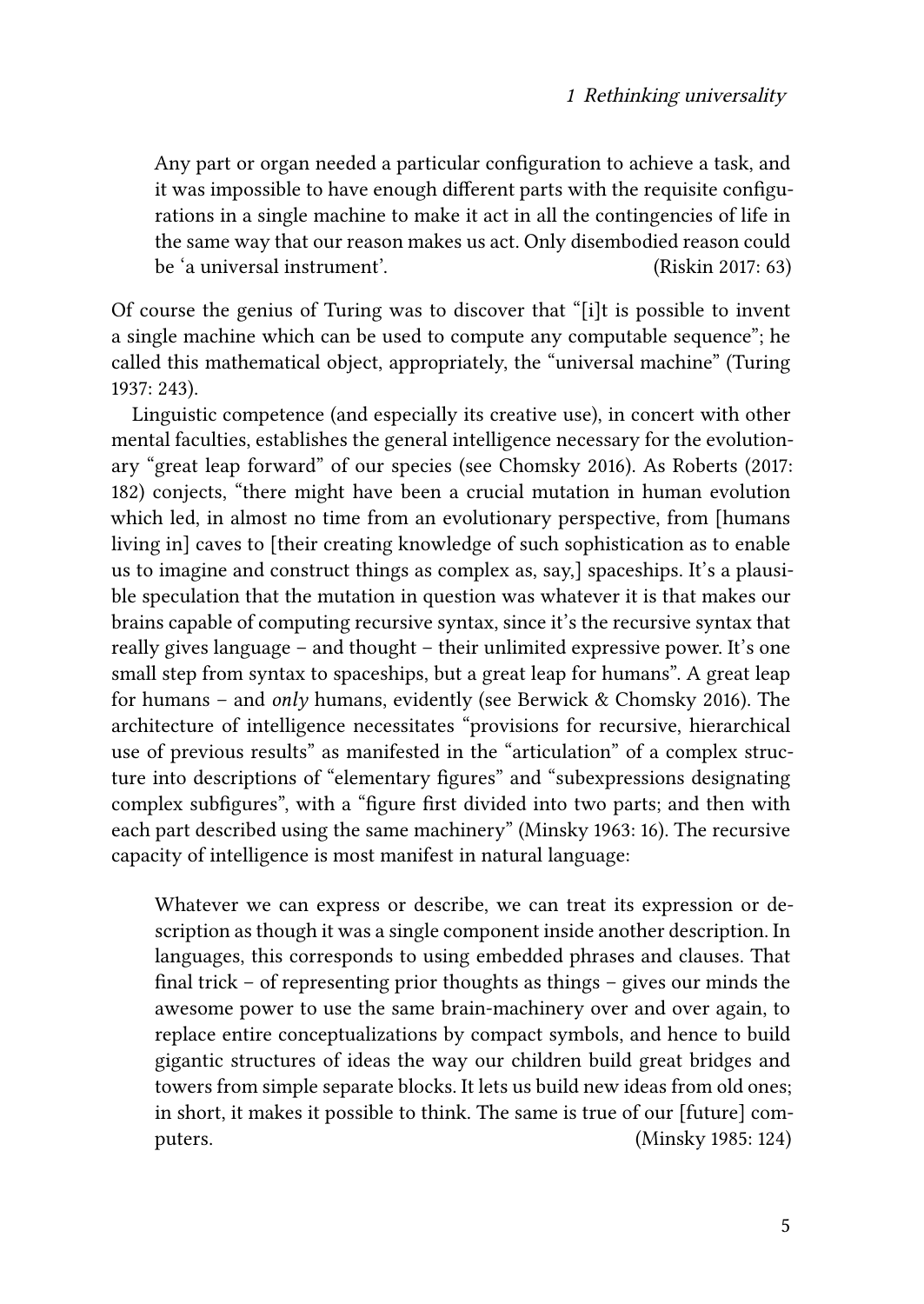> Any part or organ needed a particular configuration to achieve a task, and it was impossible to have enough different parts with the requisite configurations in a single machine to make it act in all the contingencies of life in the same way that our reason makes us act. Only disembodied reason could be 'a universal instrument'. (Riskin 2017: 63)

Of course the genius of Turing was to discover that "[i]t is possible to invent a single machine which can be used to compute any computable sequence"; he called this mathematical object, appropriately, the "universal machine" (Turing 1937: 243).

Linguistic competence (and especially its creative use), in concert with other mental faculties, establishes the general intelligence necessary for the evolutionary "great leap forward" of our species (see Chomsky 2016). As Roberts (2017: 182) conjects, "there might have been a crucial mutation in human evolution which led, in almost no time from an evolutionary perspective, from [humans living in] caves to [their creating knowledge of such sophistication as to enable us to imagine and construct things as complex as, say,] spaceships. It's a plausible speculation that the mutation in question was whatever it is that makes our brains capable of computing recursive syntax, since it's the recursive syntax that really gives language – and thought – their unlimited expressive power. It's one small step from syntax to spaceships, but a great leap for humans". A great leap for humans – and *only* humans, evidently (see Berwick & Chomsky 2016). The architecture of intelligence necessitates "provisions for recursive, hierarchical use of previous results" as manifested in the "articulation" of a complex structure into descriptions of "elementary figures" and "subexpressions designating complex subfigures", with a "figure first divided into two parts; and then with each part described using the same machinery" (Minsky 1963: 16). The recursive capacity of intelligence is most manifest in natural language:

> Whatever we can express or describe, we can treat its expression or description as though it was a single component inside another description. In languages, this corresponds to using embedded phrases and clauses. That final trick – of representing prior thoughts as things – gives our minds the awesome power to use the same brain-machinery over and over again, to replace entire conceptualizations by compact symbols, and hence to build gigantic structures of ideas the way our children build great bridges and towers from simple separate blocks. It lets us build new ideas from old ones; in short, it makes it possible to think. The same is true of our [future] computers. (Minsky 1985: 124)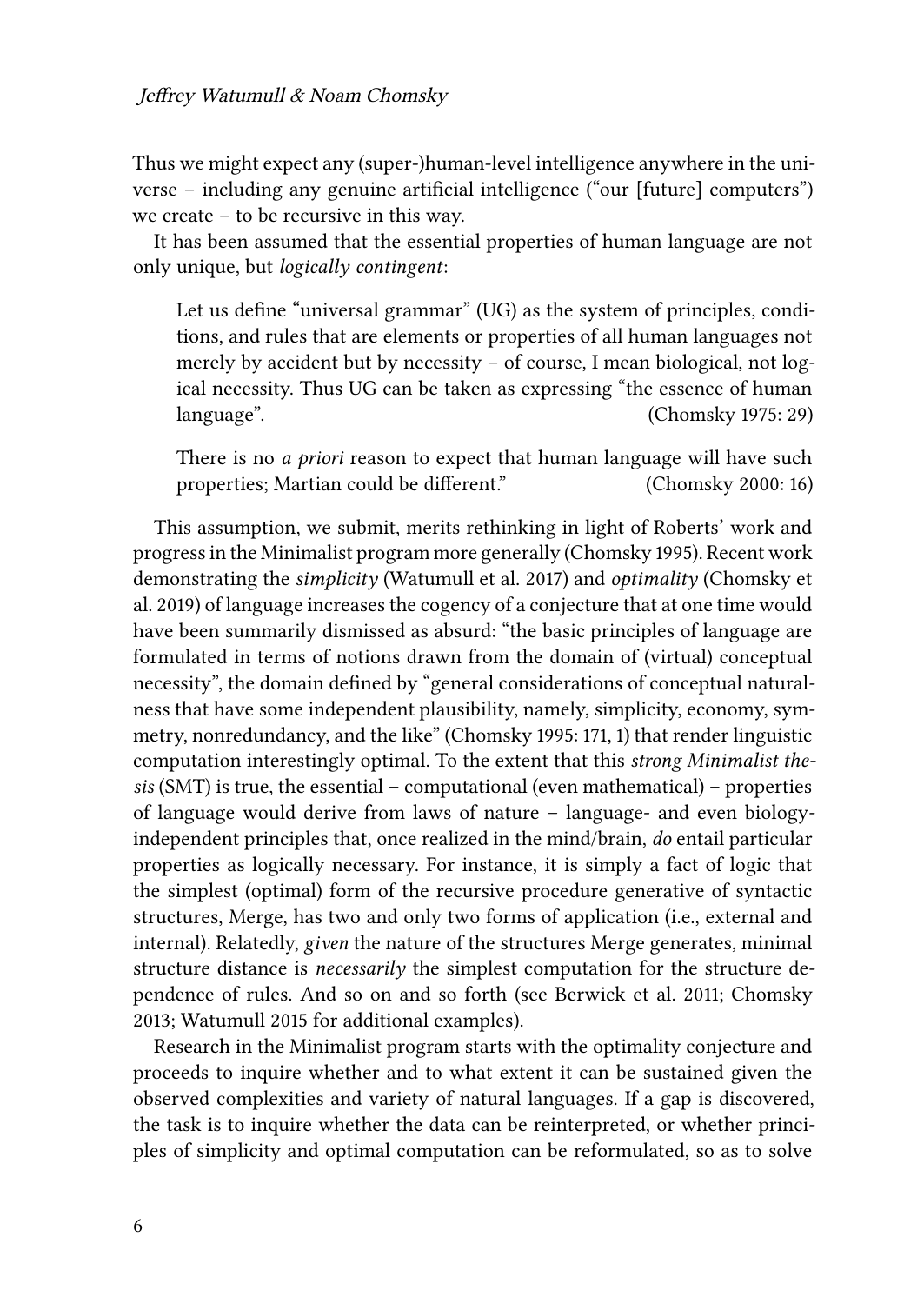Thus we might expect any (super-)human-level intelligence anywhere in the universe – including any genuine artificial intelligence ("our [future] computers") we create – to be recursive in this way.

It has been assumed that the essential properties of human language are not only unique, but *logically contingent*:

> Let us define "universal grammar" (UG) as the system of principles, conditions, and rules that are elements or properties of all human languages not merely by accident but by necessity – of course, I mean biological, not logical necessity. Thus UG can be taken as expressing "the essence of human language". (Chomsky 1975: 29)

> There is no *a priori* reason to expect that human language will have such properties; Martian could be different." (Chomsky 2000: 16)

This assumption, we submit, merits rethinking in light of Roberts' work and progress in the Minimalist program more generally (Chomsky 1995). Recent work demonstrating the *simplicity* (Watumull et al. 2017) and *optimality* (Chomsky et al. 2019) of language increases the cogency of a conjecture that at one time would have been summarily dismissed as absurd: "the basic principles of language are formulated in terms of notions drawn from the domain of (virtual) conceptual necessity", the domain defined by "general considerations of conceptual naturalness that have some independent plausibility, namely, simplicity, economy, symmetry, nonredundancy, and the like" (Chomsky 1995: 171, 1) that render linguistic computation interestingly optimal. To the extent that this *strong Minimalist thesis* (SMT) is true, the essential – computational (even mathematical) – properties of language would derive from laws of nature – language- and even biology-independent principles that, once realized in the mind/brain, *do* entail particular properties as logically necessary. For instance, it is simply a fact of logic that the simplest (optimal) form of the recursive procedure generative of syntactic structures, Merge, has two and only two forms of application (i.e., external and internal). Relatedly, *given* the nature of the structures Merge generates, minimal structure distance is *necessarily* the simplest computation for the structure dependence of rules. And so on and so forth (see Berwick et al. 2011; Chomsky 2013; Watumull 2015 for additional examples).

Research in the Minimalist program starts with the optimality conjecture and proceeds to inquire whether and to what extent it can be sustained given the observed complexities and variety of natural languages. If a gap is discovered, the task is to inquire whether the data can be reinterpreted, or whether principles of simplicity and optimal computation can be reformulated, so as to solve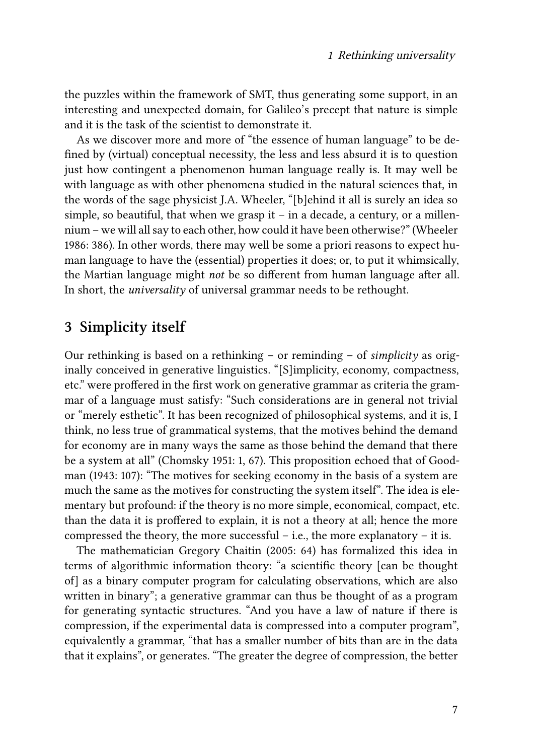the puzzles within the framework of SMT, thus generating some support, in an interesting and unexpected domain, for Galileo's precept that nature is simple and it is the task of the scientist to demonstrate it.

As we discover more and more of "the essence of human language" to be defined by (virtual) conceptual necessity, the less and less absurd it is to question just how contingent a phenomenon human language really is. It may well be with language as with other phenomena studied in the natural sciences that, in the words of the sage physicist J.A. Wheeler, "[b]ehind it all is surely an idea so simple, so beautiful, that when we grasp it – in a decade, a century, or a millennium – we will all say to each other, how could it have been otherwise?" (Wheeler 1986: 386). In other words, there may well be some a priori reasons to expect human language to have the (essential) properties it does; or, to put it whimsically, the Martian language might *not* be so different from human language after all. In short, the *universality* of universal grammar needs to be rethought.

## 3 Simplicity itself

Our rethinking is based on a rethinking – or reminding – of *simplicity* as originally conceived in generative linguistics. "[S]implicity, economy, compactness, etc." were proffered in the first work on generative grammar as criteria the grammar of a language must satisfy: "Such considerations are in general not trivial or "merely esthetic". It has been recognized of philosophical systems, and it is, I think, no less true of grammatical systems, that the motives behind the demand for economy are in many ways the same as those behind the demand that there be a system at all" (Chomsky 1951: 1, 67). This proposition echoed that of Goodman (1943: 107): "The motives for seeking economy in the basis of a system are much the same as the motives for constructing the system itself". The idea is elementary but profound: if the theory is no more simple, economical, compact, etc. than the data it is proffered to explain, it is not a theory at all; hence the more compressed the theory, the more successful – i.e., the more explanatory – it is.

The mathematician Gregory Chaitin (2005: 64) has formalized this idea in terms of algorithmic information theory: "a scientific theory [can be thought of] as a binary computer program for calculating observations, which are also written in binary"; a generative grammar can thus be thought of as a program for generating syntactic structures. "And you have a law of nature if there is compression, if the experimental data is compressed into a computer program", equivalently a grammar, "that has a smaller number of bits than are in the data that it explains", or generates. "The greater the degree of compression, the better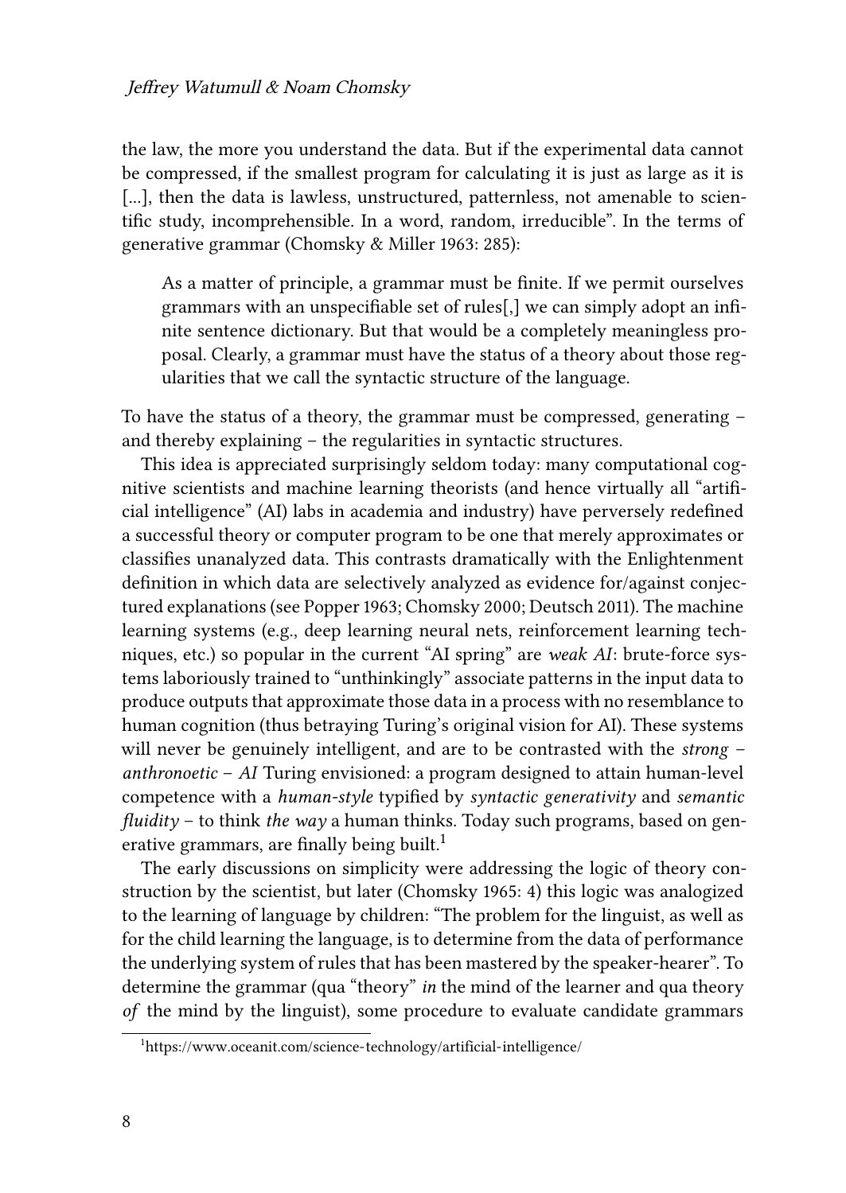the law, the more you understand the data. But if the experimental data cannot be compressed, if the smallest program for calculating it is just as large as it is [...], then the data is lawless, unstructured, patternless, not amenable to scientific study, incomprehensible. In a word, random, irreducible". In the terms of generative grammar (Chomsky & Miller 1963: 285):

> As a matter of principle, a grammar must be finite. If we permit ourselves grammars with an unspecifiable set of rules[,] we can simply adopt an infinite sentence dictionary. But that would be a completely meaningless proposal. Clearly, a grammar must have the status of a theory about those regularities that we call the syntactic structure of the language.

To have the status of a theory, the grammar must be compressed, generating – and thereby explaining – the regularities in syntactic structures.

This idea is appreciated surprisingly seldom today: many computational cognitive scientists and machine learning theorists (and hence virtually all "artificial intelligence" (AI) labs in academia and industry) have perversely redefined a successful theory or computer program to be one that merely approximates or classifies unanalyzed data. This contrasts dramatically with the Enlightenment definition in which data are selectively analyzed as evidence for/against conjectured explanations (see Popper 1963; Chomsky 2000; Deutsch 2011). The machine learning systems (e.g., deep learning neural nets, reinforcement learning techniques, etc.) so popular in the current "AI spring" are *weak AI*: brute-force systems laboriously trained to "unthinkingly" associate patterns in the input data to produce outputs that approximate those data in a process with no resemblance to human cognition (thus betraying Turing's original vision for AI). These systems will never be genuinely intelligent, and are to be contrasted with the *strong* – *anthronoetic* – *AI* Turing envisioned: a program designed to attain human-level competence with a *human-style* typified by *syntactic generativity* and *semantic fluidity* – to think *the way* a human thinks. Today such programs, based on generative grammars, are finally being built.[1]

The early discussions on simplicity were addressing the logic of theory construction by the scientist, but later (Chomsky 1965: 4) this logic was analogized to the learning of language by children: "The problem for the linguist, as well as for the child learning the language, is to determine from the data of performance the underlying system of rules that has been mastered by the speaker-hearer". To determine the grammar (qua "theory" *in* the mind of the learner and qua theory *of* the mind by the linguist), some procedure to evaluate candidate grammars

[1] https://www.oceanit.com/science-technology/artificial-intelligence/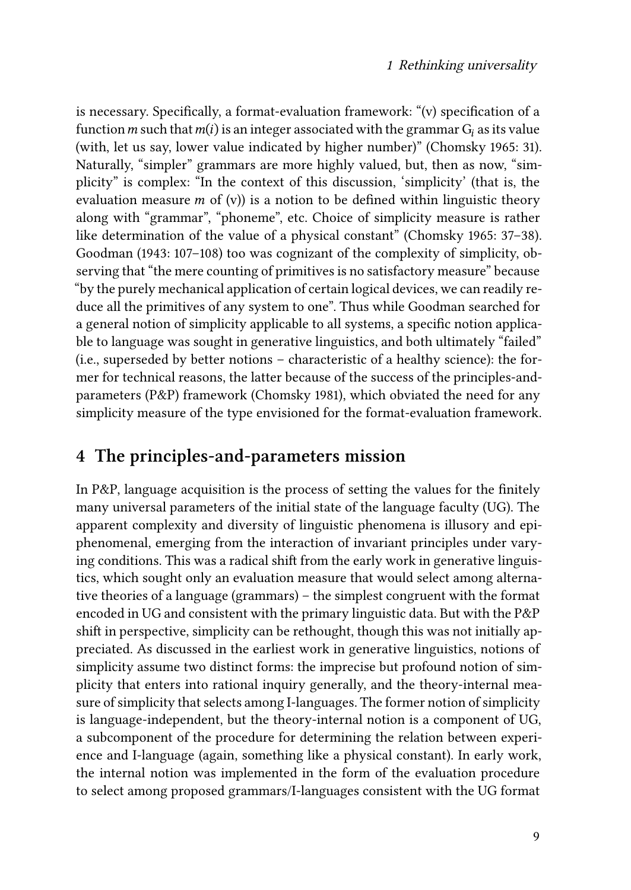is necessary. Specifically, a format-evaluation framework: "(v) specification of a function $m$ such that $m(i)$ is an integer associated with the grammar $G_i$ as its value (with, let us say, lower value indicated by higher number)" (Chomsky 1965: 31). Naturally, "simpler" grammars are more highly valued, but, then as now, "simplicity" is complex: "In the context of this discussion, 'simplicity' (that is, the evaluation measure $m$ of (v)) is a notion to be defined within linguistic theory along with "grammar", "phoneme", etc. Choice of simplicity measure is rather like determination of the value of a physical constant" (Chomsky 1965: 37–38). Goodman (1943: 107–108) too was cognizant of the complexity of simplicity, observing that "the mere counting of primitives is no satisfactory measure" because "by the purely mechanical application of certain logical devices, we can readily reduce all the primitives of any system to one". Thus while Goodman searched for a general notion of simplicity applicable to all systems, a specific notion applicable to language was sought in generative linguistics, and both ultimately "failed" (i.e., superseded by better notions – characteristic of a healthy science): the former for technical reasons, the latter because of the success of the principles-and-parameters (P&P) framework (Chomsky 1981), which obviated the need for any simplicity measure of the type envisioned for the format-evaluation framework.

## 4 The principles-and-parameters mission

In P&P, language acquisition is the process of setting the values for the finitely many universal parameters of the initial state of the language faculty (UG). The apparent complexity and diversity of linguistic phenomena is illusory and epiphenomenal, emerging from the interaction of invariant principles under varying conditions. This was a radical shift from the early work in generative linguistics, which sought only an evaluation measure that would select among alternative theories of a language (grammars) – the simplest congruent with the format encoded in UG and consistent with the primary linguistic data. But with the P&P shift in perspective, simplicity can be rethought, though this was not initially appreciated. As discussed in the earliest work in generative linguistics, notions of simplicity assume two distinct forms: the imprecise but profound notion of simplicity that enters into rational inquiry generally, and the theory-internal measure of simplicity that selects among I-languages. The former notion of simplicity is language-independent, but the theory-internal notion is a component of UG, a subcomponent of the procedure for determining the relation between experience and I-language (again, something like a physical constant). In early work, the internal notion was implemented in the form of the evaluation procedure to select among proposed grammars/I-languages consistent with the UG format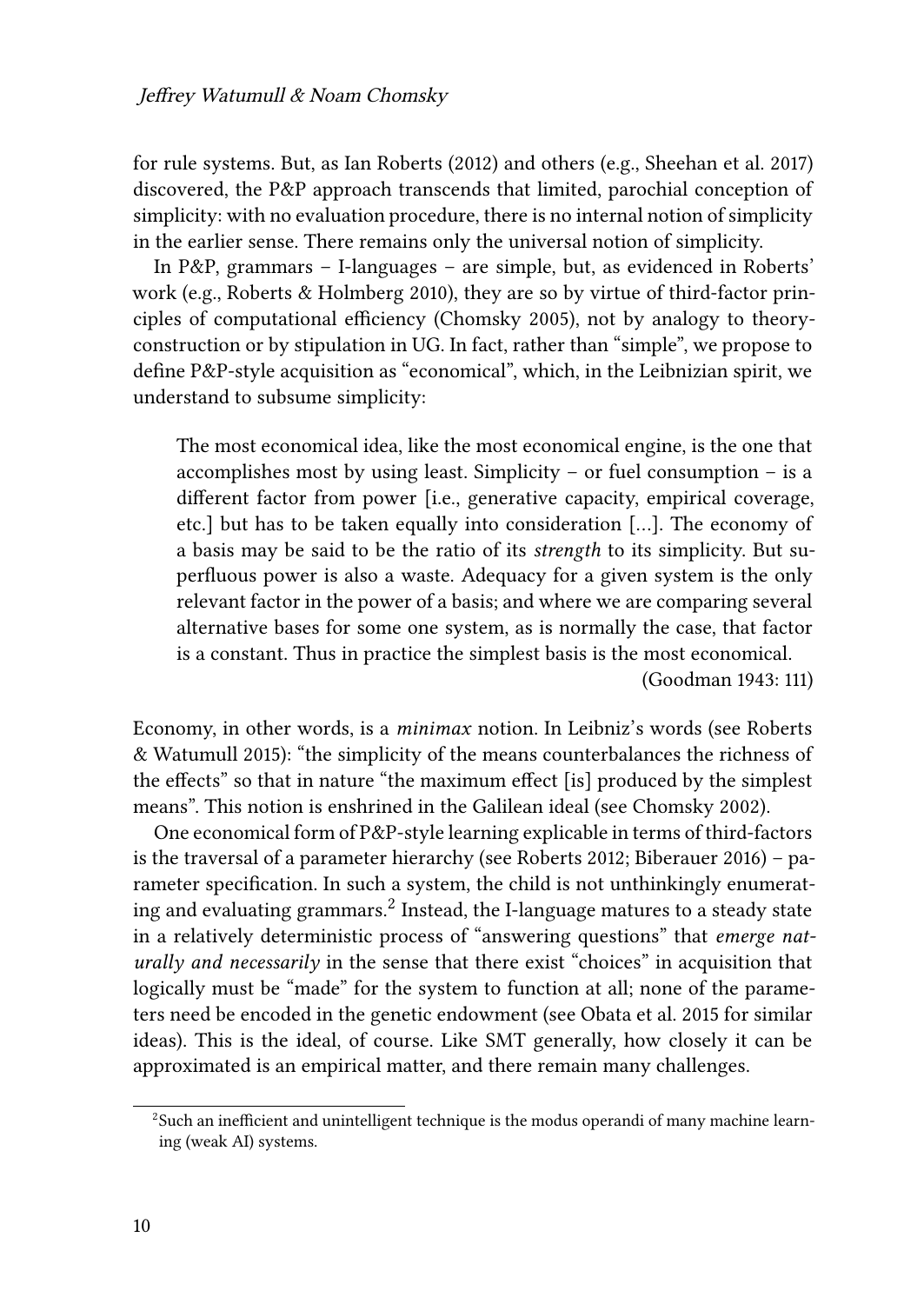for rule systems. But, as Ian Roberts (2012) and others (e.g., Sheehan et al. 2017) discovered, the P&P approach transcends that limited, parochial conception of simplicity: with no evaluation procedure, there is no internal notion of simplicity in the earlier sense. There remains only the universal notion of simplicity.

In P&P, grammars – I-languages – are simple, but, as evidenced in Roberts' work (e.g., Roberts & Holmberg 2010), they are so by virtue of third-factor principles of computational efficiency (Chomsky 2005), not by analogy to theory-construction or by stipulation in UG. In fact, rather than "simple", we propose to define P&P-style acquisition as "economical", which, in the Leibnizian spirit, we understand to subsume simplicity:

> The most economical idea, like the most economical engine, is the one that accomplishes most by using least. Simplicity – or fuel consumption – is a different factor from power [i.e., generative capacity, empirical coverage, etc.] but has to be taken equally into consideration […]. The economy of a basis may be said to be the ratio of its *strength* to its simplicity. But superfluous power is also a waste. Adequacy for a given system is the only relevant factor in the power of a basis; and where we are comparing several alternative bases for some one system, as is normally the case, that factor is a constant. Thus in practice the simplest basis is the most economical. (Goodman 1943: 111)

Economy, in other words, is a *minimax* notion. In Leibniz's words (see Roberts & Watumull 2015): "the simplicity of the means counterbalances the richness of the effects" so that in nature "the maximum effect [is] produced by the simplest means". This notion is enshrined in the Galilean ideal (see Chomsky 2002).

One economical form of P&P-style learning explicable in terms of third-factors is the traversal of a parameter hierarchy (see Roberts 2012; Biberauer 2016) – parameter specification. In such a system, the child is not unthinkingly enumerating and evaluating grammars.[2] Instead, the I-language matures to a steady state in a relatively deterministic process of "answering questions" that *emerge naturally and necessarily* in the sense that there exist "choices" in acquisition that logically must be "made" for the system to function at all; none of the parameters need be encoded in the genetic endowment (see Obata et al. 2015 for similar ideas). This is the ideal, of course. Like SMT generally, how closely it can be approximated is an empirical matter, and there remain many challenges.

[2] Such an inefficient and unintelligent technique is the modus operandi of many machine learning (weak AI) systems.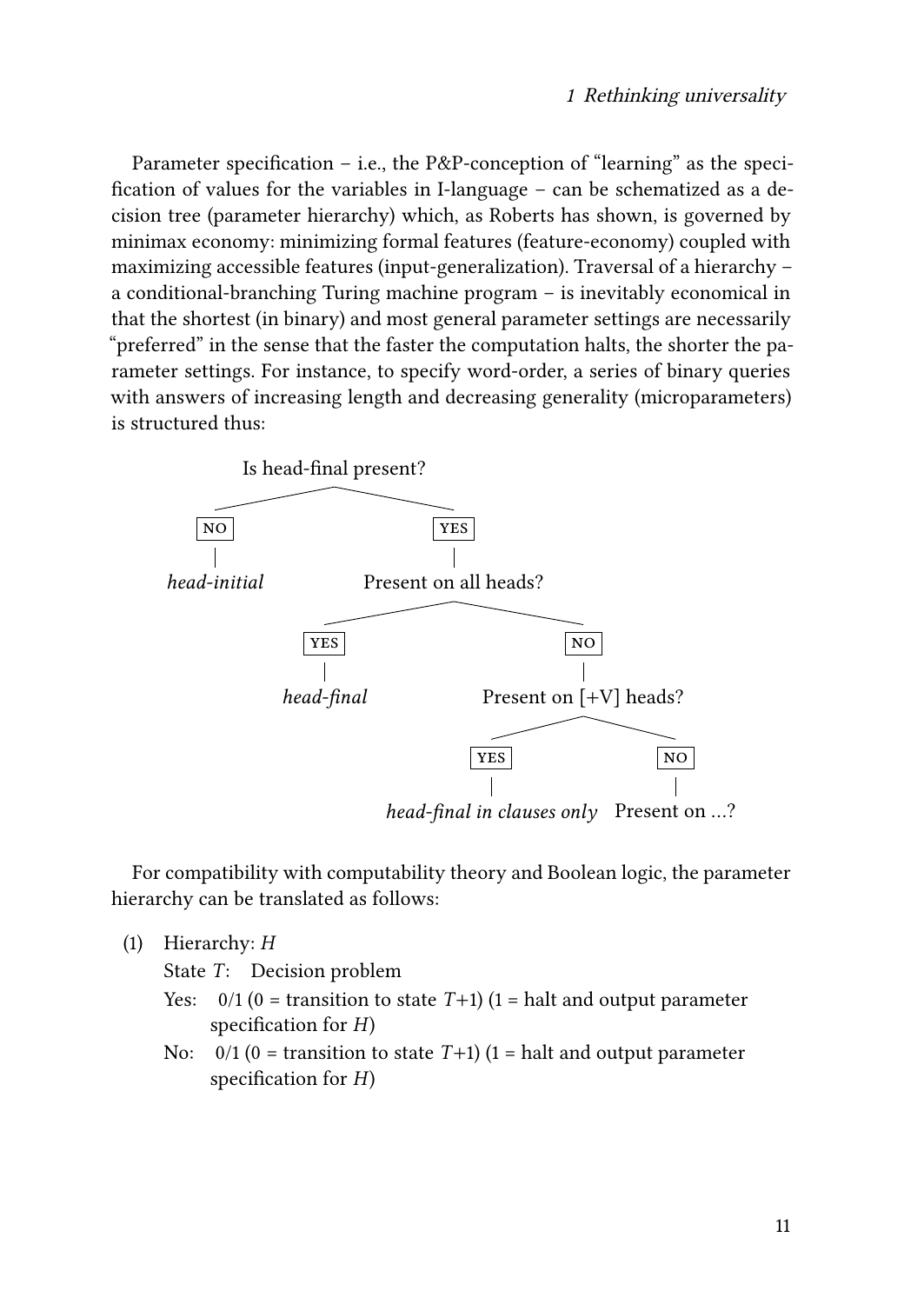Parameter specification – i.e., the P&P-conception of "learning" as the specification of values for the variables in I-language – can be schematized as a decision tree (parameter hierarchy) which, as Roberts has shown, is governed by minimax economy: minimizing formal features (feature-economy) coupled with maximizing accessible features (input-generalization). Traversal of a hierarchy – a conditional-branching Turing machine program – is inevitably economical in that the shortest (in binary) and most general parameter settings are necessarily "preferred" in the sense that the faster the computation halts, the shorter the parameter settings. For instance, to specify word-order, a series of binary queries with answers of increasing length and decreasing generality (microparameters) is structured thus:

- Is head-final present?
  - NO → *head-initial*
  - YES → Present on all heads?
    - YES → *head-final*
    - NO → Present on [+V] heads?
      - YES → *head-final in clauses only*
      - NO → Present on …?

For compatibility with computability theory and Boolean logic, the parameter hierarchy can be translated as follows:

(1) Hierarchy: *H*

State *T*: Decision problem

Yes: 0/1 (0 = transition to state *T*+1) (1 = halt and output parameter specification for *H*)

No: 0/1 (0 = transition to state *T*+1) (1 = halt and output parameter specification for *H*)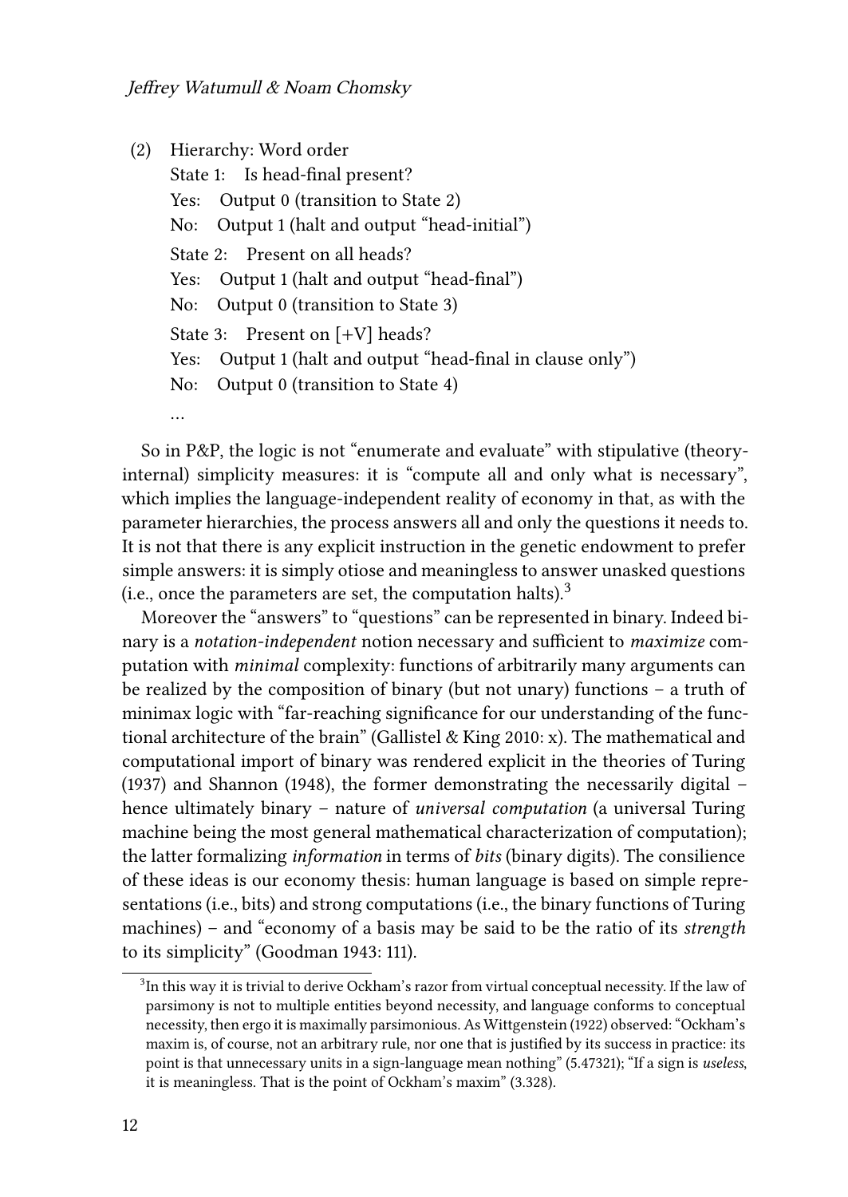(2) Hierarchy: Word order

   State 1: Is head-final present?
   
   Yes: Output 0 (transition to State 2)
   
   No: Output 1 (halt and output "head-initial")
   
   State 2: Present on all heads?
   
   Yes: Output 1 (halt and output "head-final")
   
   No: Output 0 (transition to State 3)
   
   State 3: Present on [+V] heads?
   
   Yes: Output 1 (halt and output "head-final in clause only")
   
   No: Output 0 (transition to State 4)
   
   …

So in P&P, the logic is not "enumerate and evaluate" with stipulative (theory-internal) simplicity measures: it is "compute all and only what is necessary", which implies the language-independent reality of economy in that, as with the parameter hierarchies, the process answers all and only the questions it needs to. It is not that there is any explicit instruction in the genetic endowment to prefer simple answers: it is simply otiose and meaningless to answer unasked questions (i.e., once the parameters are set, the computation halts).[3]

Moreover the "answers" to "questions" can be represented in binary. Indeed binary is a *notation-independent* notion necessary and sufficient to *maximize* computation with *minimal* complexity: functions of arbitrarily many arguments can be realized by the composition of binary (but not unary) functions – a truth of minimax logic with "far-reaching significance for our understanding of the functional architecture of the brain" (Gallistel & King 2010: x). The mathematical and computational import of binary was rendered explicit in the theories of Turing (1937) and Shannon (1948), the former demonstrating the necessarily digital – hence ultimately binary – nature of *universal computation* (a universal Turing machine being the most general mathematical characterization of computation); the latter formalizing *information* in terms of *bits* (binary digits). The consilience of these ideas is our economy thesis: human language is based on simple representations (i.e., bits) and strong computations (i.e., the binary functions of Turing machines) – and "economy of a basis may be said to be the ratio of its *strength* to its simplicity" (Goodman 1943: 111).

[3] In this way it is trivial to derive Ockham's razor from virtual conceptual necessity. If the law of parsimony is not to multiple entities beyond necessity, and language conforms to conceptual necessity, then ergo it is maximally parsimonious. As Wittgenstein (1922) observed: "Ockham's maxim is, of course, not an arbitrary rule, nor one that is justified by its success in practice: its point is that unnecessary units in a sign-language mean nothing" (5.47321); "If a sign is *useless*, it is meaningless. That is the point of Ockham's maxim" (3.328).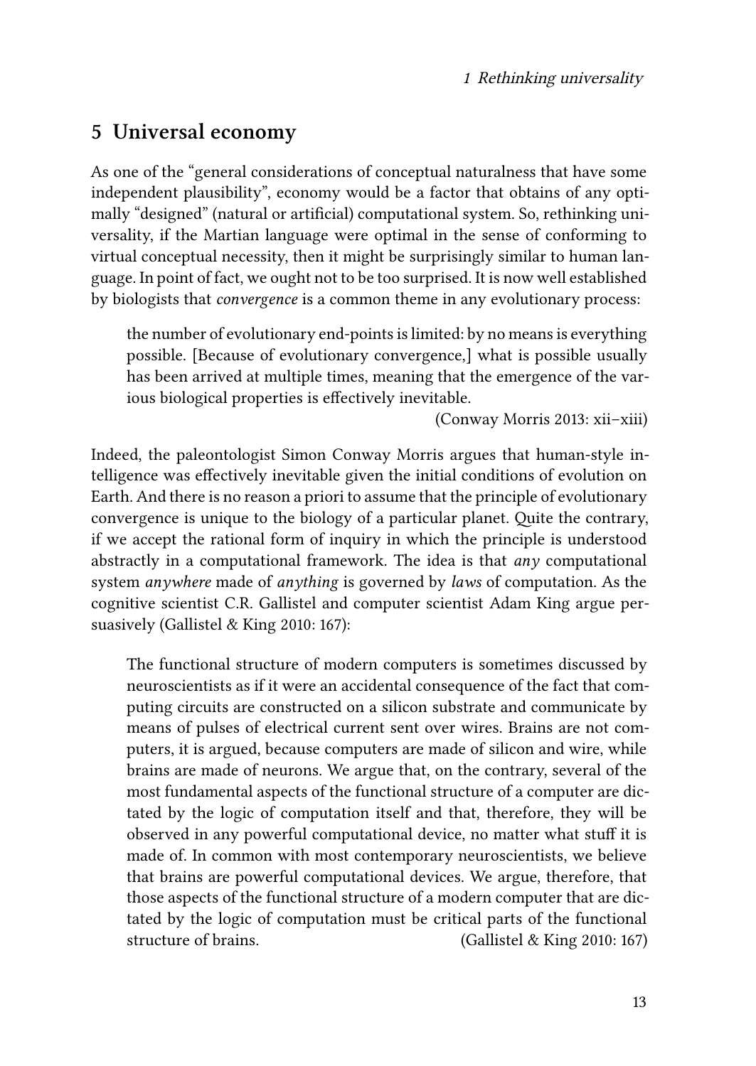## 5 Universal economy

As one of the "general considerations of conceptual naturalness that have some independent plausibility", economy would be a factor that obtains of any optimally "designed" (natural or artificial) computational system. So, rethinking universality, if the Martian language were optimal in the sense of conforming to virtual conceptual necessity, then it might be surprisingly similar to human language. In point of fact, we ought not to be too surprised. It is now well established by biologists that *convergence* is a common theme in any evolutionary process:

> the number of evolutionary end-points is limited: by no means is everything possible. [Because of evolutionary convergence,] what is possible usually has been arrived at multiple times, meaning that the emergence of the various biological properties is effectively inevitable.
>
> (Conway Morris 2013: xii–xiii)

Indeed, the paleontologist Simon Conway Morris argues that human-style intelligence was effectively inevitable given the initial conditions of evolution on Earth. And there is no reason a priori to assume that the principle of evolutionary convergence is unique to the biology of a particular planet. Quite the contrary, if we accept the rational form of inquiry in which the principle is understood abstractly in a computational framework. The idea is that *any* computational system *anywhere* made of *anything* is governed by *laws* of computation. As the cognitive scientist C.R. Gallistel and computer scientist Adam King argue persuasively (Gallistel & King 2010: 167):

> The functional structure of modern computers is sometimes discussed by neuroscientists as if it were an accidental consequence of the fact that computing circuits are constructed on a silicon substrate and communicate by means of pulses of electrical current sent over wires. Brains are not computers, it is argued, because computers are made of silicon and wire, while brains are made of neurons. We argue that, on the contrary, several of the most fundamental aspects of the functional structure of a computer are dictated by the logic of computation itself and that, therefore, they will be observed in any powerful computational device, no matter what stuff it is made of. In common with most contemporary neuroscientists, we believe that brains are powerful computational devices. We argue, therefore, that those aspects of the functional structure of a modern computer that are dictated by the logic of computation must be critical parts of the functional structure of brains. (Gallistel & King 2010: 167)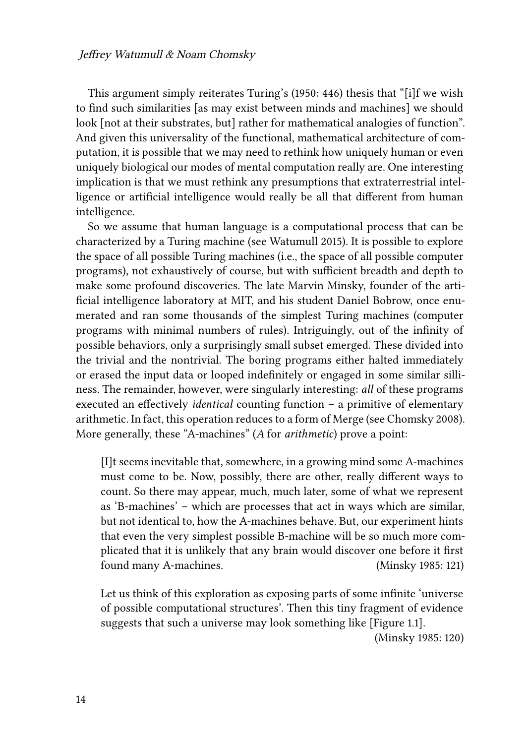This argument simply reiterates Turing's (1950: 446) thesis that "[i]f we wish to find such similarities [as may exist between minds and machines] we should look [not at their substrates, but] rather for mathematical analogies of function". And given this universality of the functional, mathematical architecture of computation, it is possible that we may need to rethink how uniquely human or even uniquely biological our modes of mental computation really are. One interesting implication is that we must rethink any presumptions that extraterrestrial intelligence or artificial intelligence would really be all that different from human intelligence.

So we assume that human language is a computational process that can be characterized by a Turing machine (see Watumull 2015). It is possible to explore the space of all possible Turing machines (i.e., the space of all possible computer programs), not exhaustively of course, but with sufficient breadth and depth to make some profound discoveries. The late Marvin Minsky, founder of the artificial intelligence laboratory at MIT, and his student Daniel Bobrow, once enumerated and ran some thousands of the simplest Turing machines (computer programs with minimal numbers of rules). Intriguingly, out of the infinity of possible behaviors, only a surprisingly small subset emerged. These divided into the trivial and the nontrivial. The boring programs either halted immediately or erased the input data or looped indefinitely or engaged in some similar silliness. The remainder, however, were singularly interesting: *all* of these programs executed an effectively *identical* counting function – a primitive of elementary arithmetic. In fact, this operation reduces to a form of Merge (see Chomsky 2008). More generally, these "A-machines" (*A* for *arithmetic*) prove a point:

> [I]t seems inevitable that, somewhere, in a growing mind some A-machines must come to be. Now, possibly, there are other, really different ways to count. So there may appear, much, much later, some of what we represent as 'B-machines' – which are processes that act in ways which are similar, but not identical to, how the A-machines behave. But, our experiment hints that even the very simplest possible B-machine will be so much more complicated that it is unlikely that any brain would discover one before it first found many A-machines. (Minsky 1985: 121)

> Let us think of this exploration as exposing parts of some infinite 'universe of possible computational structures'. Then this tiny fragment of evidence suggests that such a universe may look something like [Figure 1.1]. (Minsky 1985: 120)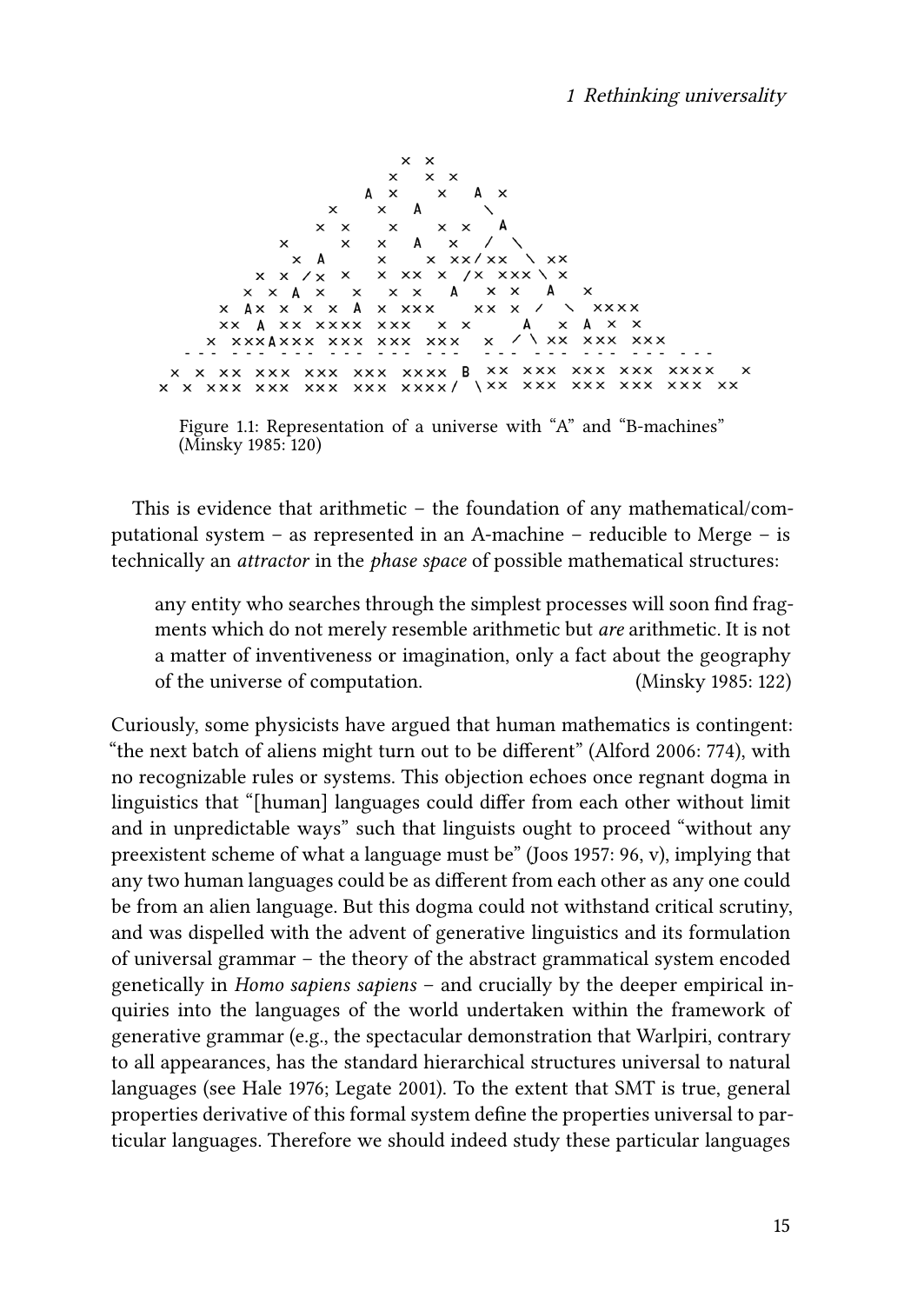```
                     × ×
                   ×   × ×
                A ×    ×   A ×
             ×    ×   A      \
           × ×    ×     × ×   A
        ×      ×    ×   A   ×   /  \
          × A      ×     × ××/××  \ ××
       × × /× ×   × ×× ×  /× ×××\ ×
      × × A ×   ×   × ×   A   × ×   A   ×
    × A× × × × A × ×××    ×× × /  \  ××××
    ×× A ×× ×××× ×××   × ×      A   × A × ×
   × ×××A××× ××× ××× ×××   ×  / \ ×× ××× ×××
 - - -  - - -  - - -  - - -  - - -  - - -   - - -  - - -  - - -  - - -  - - -
× × ×× ××× ××× ××× ×××× B ×× ××× ××× ××× ××××  ×
× × ××× ××× ××× ××× ××××/ \×× ××× ××× ××× ××× ××
```

Figure 1.1: Representation of a universe with "A" and "B-machines" (Minsky 1985: 120)

This is evidence that arithmetic – the foundation of any mathematical/computational system – as represented in an A-machine – reducible to Merge – is technically an *attractor* in the *phase space* of possible mathematical structures:

> any entity who searches through the simplest processes will soon find fragments which do not merely resemble arithmetic but *are* arithmetic. It is not a matter of inventiveness or imagination, only a fact about the geography of the universe of computation. (Minsky 1985: 122)

Curiously, some physicists have argued that human mathematics is contingent: "the next batch of aliens might turn out to be different" (Alford 2006: 774), with no recognizable rules or systems. This objection echoes once regnant dogma in linguistics that "[human] languages could differ from each other without limit and in unpredictable ways" such that linguists ought to proceed "without any preexistent scheme of what a language must be" (Joos 1957: 96, v), implying that any two human languages could be as different from each other as any one could be from an alien language. But this dogma could not withstand critical scrutiny, and was dispelled with the advent of generative linguistics and its formulation of universal grammar – the theory of the abstract grammatical system encoded genetically in *Homo sapiens sapiens* – and crucially by the deeper empirical inquiries into the languages of the world undertaken within the framework of generative grammar (e.g., the spectacular demonstration that Warlpiri, contrary to all appearances, has the standard hierarchical structures universal to natural languages (see Hale 1976; Legate 2001). To the extent that SMT is true, general properties derivative of this formal system define the properties universal to particular languages. Therefore we should indeed study these particular languages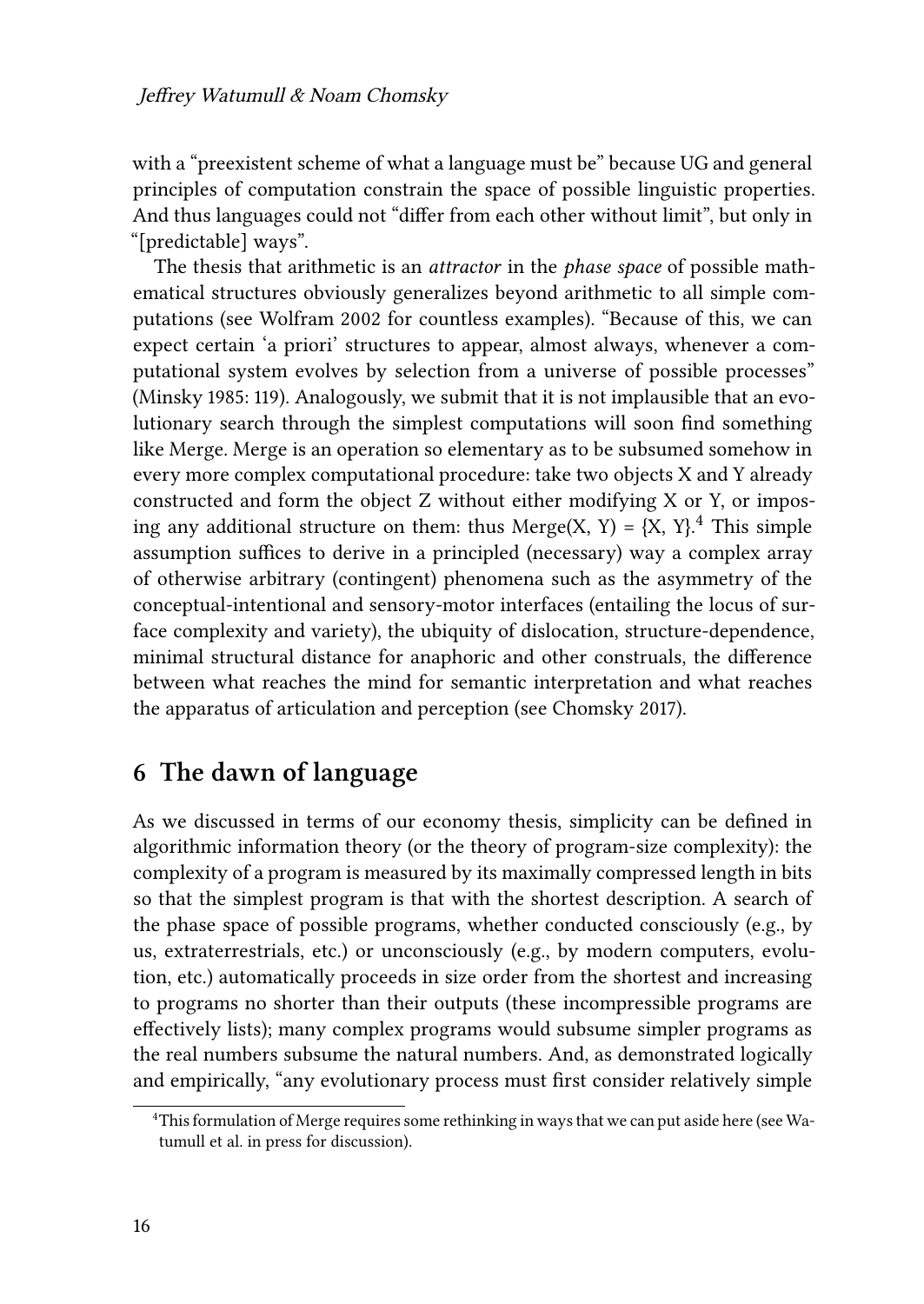with a "preexistent scheme of what a language must be" because UG and general principles of computation constrain the space of possible linguistic properties. And thus languages could not "differ from each other without limit", but only in "[predictable] ways".

The thesis that arithmetic is an *attractor* in the *phase space* of possible mathematical structures obviously generalizes beyond arithmetic to all simple computations (see Wolfram 2002 for countless examples). "Because of this, we can expect certain 'a priori' structures to appear, almost always, whenever a computational system evolves by selection from a universe of possible processes" (Minsky 1985: 119). Analogously, we submit that it is not implausible that an evolutionary search through the simplest computations will soon find something like Merge. Merge is an operation so elementary as to be subsumed somehow in every more complex computational procedure: take two objects X and Y already constructed and form the object Z without either modifying X or Y, or imposing any additional structure on them: thus Merge(X, Y) = {X, Y}.[4] This simple assumption suffices to derive in a principled (necessary) way a complex array of otherwise arbitrary (contingent) phenomena such as the asymmetry of the conceptual-intentional and sensory-motor interfaces (entailing the locus of surface complexity and variety), the ubiquity of dislocation, structure-dependence, minimal structural distance for anaphoric and other construals, the difference between what reaches the mind for semantic interpretation and what reaches the apparatus of articulation and perception (see Chomsky 2017).

## 6 The dawn of language

As we discussed in terms of our economy thesis, simplicity can be defined in algorithmic information theory (or the theory of program-size complexity): the complexity of a program is measured by its maximally compressed length in bits so that the simplest program is that with the shortest description. A search of the phase space of possible programs, whether conducted consciously (e.g., by us, extraterrestrials, etc.) or unconsciously (e.g., by modern computers, evolution, etc.) automatically proceeds in size order from the shortest and increasing to programs no shorter than their outputs (these incompressible programs are effectively lists); many complex programs would subsume simpler programs as the real numbers subsume the natural numbers. And, as demonstrated logically and empirically, "any evolutionary process must first consider relatively simple

[4] This formulation of Merge requires some rethinking in ways that we can put aside here (see Watumull et al. in press for discussion).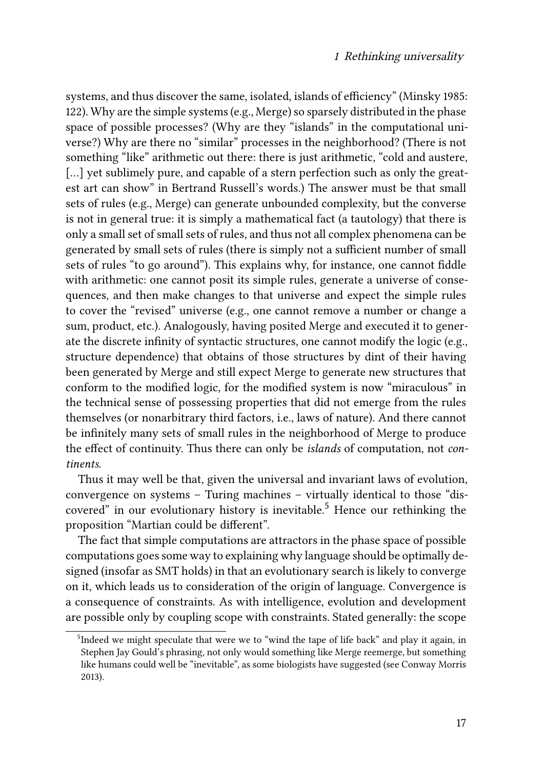systems, and thus discover the same, isolated, islands of efficiency" (Minsky 1985: 122). Why are the simple systems (e.g., Merge) so sparsely distributed in the phase space of possible processes? (Why are they "islands" in the computational universe?) Why are there no "similar" processes in the neighborhood? (There is not something "like" arithmetic out there: there is just arithmetic, "cold and austere, [...] yet sublimely pure, and capable of a stern perfection such as only the greatest art can show" in Bertrand Russell's words.) The answer must be that small sets of rules (e.g., Merge) can generate unbounded complexity, but the converse is not in general true: it is simply a mathematical fact (a tautology) that there is only a small set of small sets of rules, and thus not all complex phenomena can be generated by small sets of rules (there is simply not a sufficient number of small sets of rules "to go around"). This explains why, for instance, one cannot fiddle with arithmetic: one cannot posit its simple rules, generate a universe of consequences, and then make changes to that universe and expect the simple rules to cover the "revised" universe (e.g., one cannot remove a number or change a sum, product, etc.). Analogously, having posited Merge and executed it to generate the discrete infinity of syntactic structures, one cannot modify the logic (e.g., structure dependence) that obtains of those structures by dint of their having been generated by Merge and still expect Merge to generate new structures that conform to the modified logic, for the modified system is now "miraculous" in the technical sense of possessing properties that did not emerge from the rules themselves (or nonarbitrary third factors, i.e., laws of nature). And there cannot be infinitely many sets of small rules in the neighborhood of Merge to produce the effect of continuity. Thus there can only be *islands* of computation, not *continents*.

Thus it may well be that, given the universal and invariant laws of evolution, convergence on systems – Turing machines – virtually identical to those "discovered" in our evolutionary history is inevitable.[5] Hence our rethinking the proposition "Martian could be different".

The fact that simple computations are attractors in the phase space of possible computations goes some way to explaining why language should be optimally designed (insofar as SMT holds) in that an evolutionary search is likely to converge on it, which leads us to consideration of the origin of language. Convergence is a consequence of constraints. As with intelligence, evolution and development are possible only by coupling scope with constraints. Stated generally: the scope

[5] Indeed we might speculate that were we to "wind the tape of life back" and play it again, in Stephen Jay Gould's phrasing, not only would something like Merge reemerge, but something like humans could well be "inevitable", as some biologists have suggested (see Conway Morris 2013).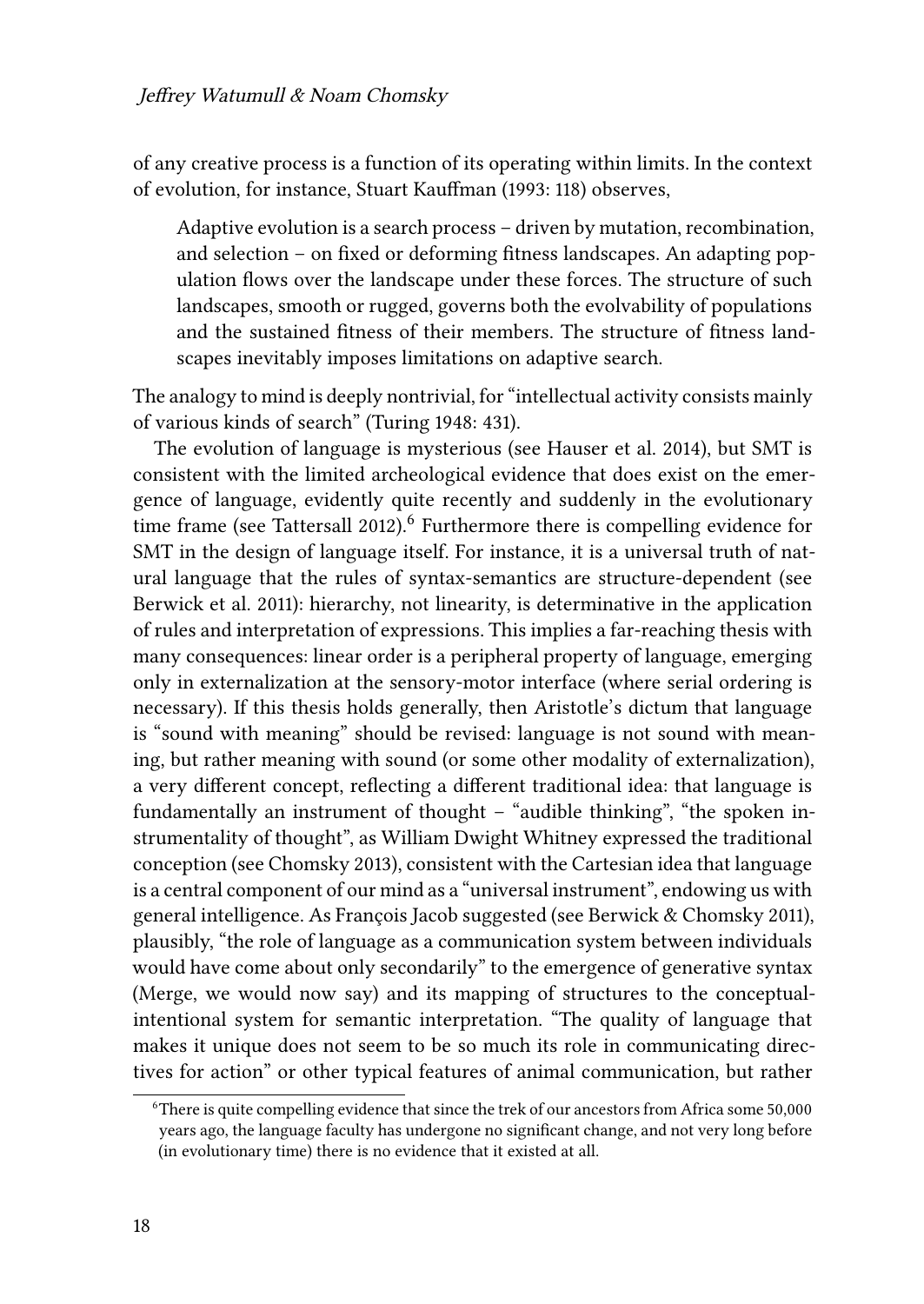of any creative process is a function of its operating within limits. In the context of evolution, for instance, Stuart Kauffman (1993: 118) observes,

> Adaptive evolution is a search process – driven by mutation, recombination, and selection – on fixed or deforming fitness landscapes. An adapting population flows over the landscape under these forces. The structure of such landscapes, smooth or rugged, governs both the evolvability of populations and the sustained fitness of their members. The structure of fitness landscapes inevitably imposes limitations on adaptive search.

The analogy to mind is deeply nontrivial, for "intellectual activity consists mainly of various kinds of search" (Turing 1948: 431).

The evolution of language is mysterious (see Hauser et al. 2014), but SMT is consistent with the limited archeological evidence that does exist on the emergence of language, evidently quite recently and suddenly in the evolutionary time frame (see Tattersall 2012).[6] Furthermore there is compelling evidence for SMT in the design of language itself. For instance, it is a universal truth of natural language that the rules of syntax-semantics are structure-dependent (see Berwick et al. 2011): hierarchy, not linearity, is determinative in the application of rules and interpretation of expressions. This implies a far-reaching thesis with many consequences: linear order is a peripheral property of language, emerging only in externalization at the sensory-motor interface (where serial ordering is necessary). If this thesis holds generally, then Aristotle's dictum that language is "sound with meaning" should be revised: language is not sound with meaning, but rather meaning with sound (or some other modality of externalization), a very different concept, reflecting a different traditional idea: that language is fundamentally an instrument of thought – "audible thinking", "the spoken instrumentality of thought", as William Dwight Whitney expressed the traditional conception (see Chomsky 2013), consistent with the Cartesian idea that language is a central component of our mind as a "universal instrument", endowing us with general intelligence. As François Jacob suggested (see Berwick & Chomsky 2011), plausibly, "the role of language as a communication system between individuals would have come about only secondarily" to the emergence of generative syntax (Merge, we would now say) and its mapping of structures to the conceptual-intentional system for semantic interpretation. "The quality of language that makes it unique does not seem to be so much its role in communicating directives for action" or other typical features of animal communication, but rather

[6] There is quite compelling evidence that since the trek of our ancestors from Africa some 50,000 years ago, the language faculty has undergone no significant change, and not very long before (in evolutionary time) there is no evidence that it existed at all.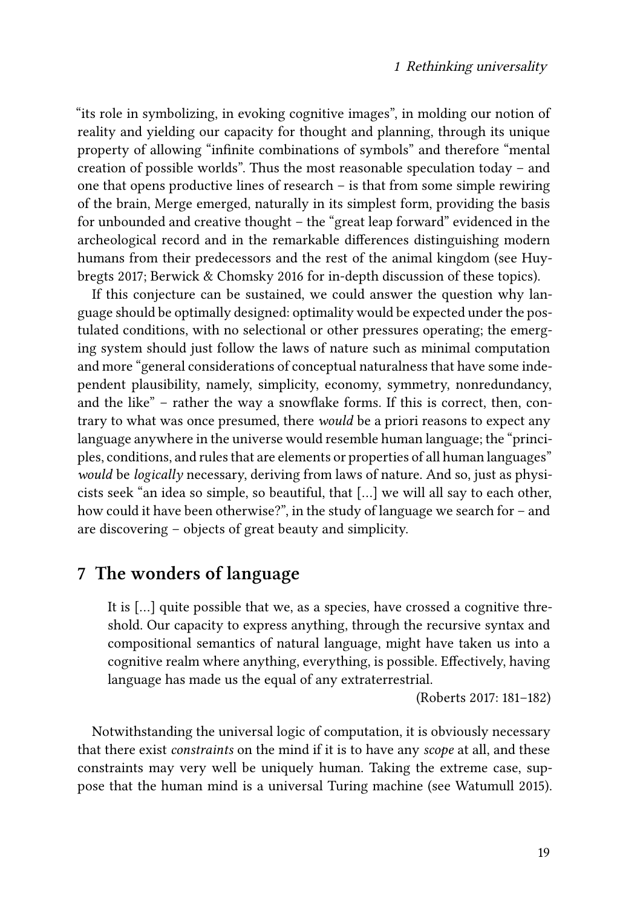"its role in symbolizing, in evoking cognitive images", in molding our notion of reality and yielding our capacity for thought and planning, through its unique property of allowing "infinite combinations of symbols" and therefore "mental creation of possible worlds". Thus the most reasonable speculation today – and one that opens productive lines of research – is that from some simple rewiring of the brain, Merge emerged, naturally in its simplest form, providing the basis for unbounded and creative thought – the "great leap forward" evidenced in the archeological record and in the remarkable differences distinguishing modern humans from their predecessors and the rest of the animal kingdom (see Huybregts 2017; Berwick & Chomsky 2016 for in-depth discussion of these topics).

If this conjecture can be sustained, we could answer the question why language should be optimally designed: optimality would be expected under the postulated conditions, with no selectional or other pressures operating; the emerging system should just follow the laws of nature such as minimal computation and more "general considerations of conceptual naturalness that have some independent plausibility, namely, simplicity, economy, symmetry, nonredundancy, and the like" – rather the way a snowflake forms. If this is correct, then, contrary to what was once presumed, there *would* be a priori reasons to expect any language anywhere in the universe would resemble human language; the "principles, conditions, and rules that are elements or properties of all human languages" *would* be *logically* necessary, deriving from laws of nature. And so, just as physicists seek "an idea so simple, so beautiful, that [...] we will all say to each other, how could it have been otherwise?", in the study of language we search for – and are discovering – objects of great beauty and simplicity.

## 7 The wonders of language

> It is [...] quite possible that we, as a species, have crossed a cognitive threshold. Our capacity to express anything, through the recursive syntax and compositional semantics of natural language, might have taken us into a cognitive realm where anything, everything, is possible. Effectively, having language has made us the equal of any extraterrestrial.
>
> (Roberts 2017: 181–182)

Notwithstanding the universal logic of computation, it is obviously necessary that there exist *constraints* on the mind if it is to have any *scope* at all, and these constraints may very well be uniquely human. Taking the extreme case, suppose that the human mind is a universal Turing machine (see Watumull 2015).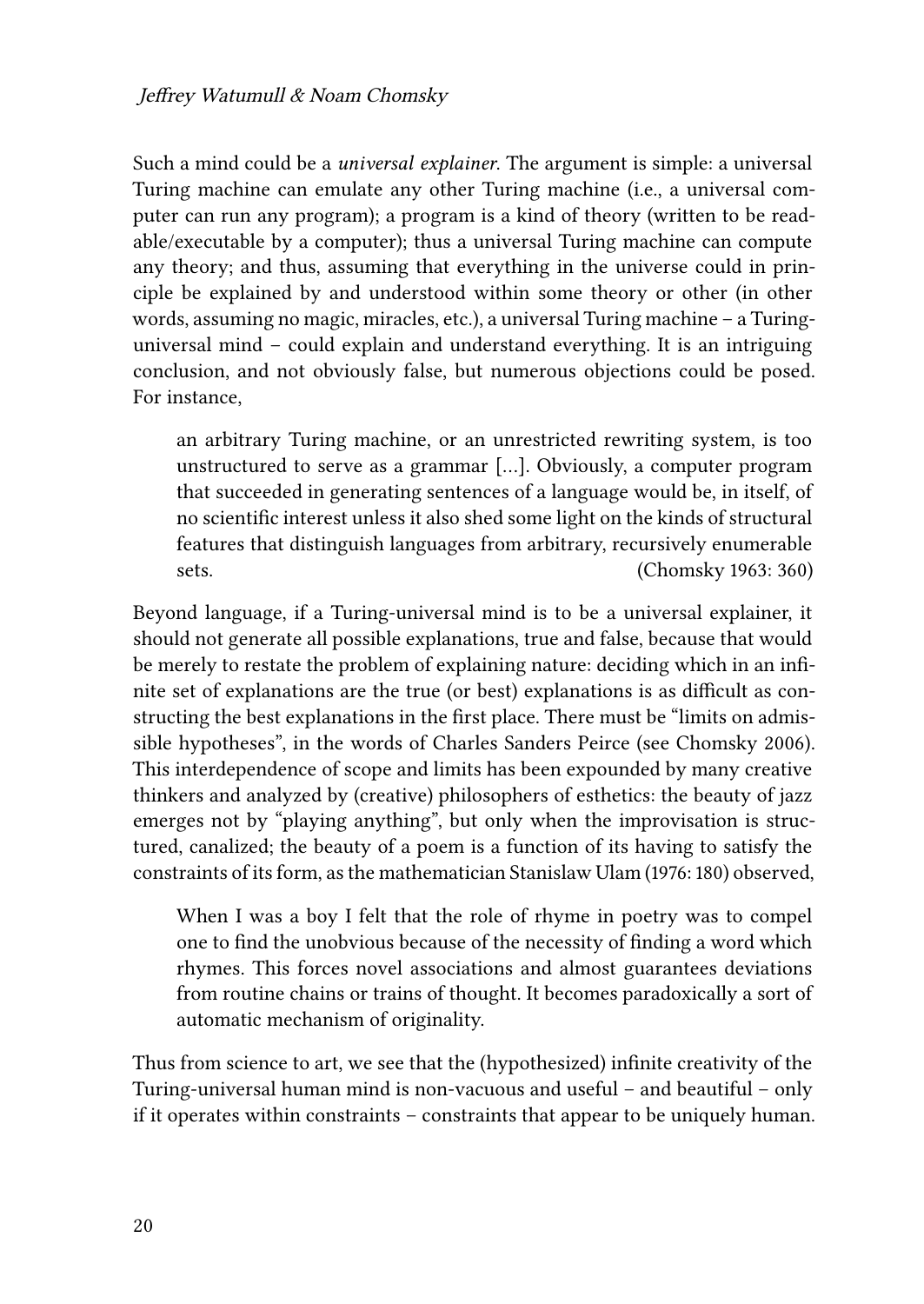Such a mind could be a *universal explainer*. The argument is simple: a universal Turing machine can emulate any other Turing machine (i.e., a universal computer can run any program); a program is a kind of theory (written to be readable/executable by a computer); thus a universal Turing machine can compute any theory; and thus, assuming that everything in the universe could in principle be explained by and understood within some theory or other (in other words, assuming no magic, miracles, etc.), a universal Turing machine – a Turing-universal mind – could explain and understand everything. It is an intriguing conclusion, and not obviously false, but numerous objections could be posed. For instance,

> an arbitrary Turing machine, or an unrestricted rewriting system, is too unstructured to serve as a grammar [...]. Obviously, a computer program that succeeded in generating sentences of a language would be, in itself, of no scientific interest unless it also shed some light on the kinds of structural features that distinguish languages from arbitrary, recursively enumerable sets. (Chomsky 1963: 360)

Beyond language, if a Turing-universal mind is to be a universal explainer, it should not generate all possible explanations, true and false, because that would be merely to restate the problem of explaining nature: deciding which in an infinite set of explanations are the true (or best) explanations is as difficult as constructing the best explanations in the first place. There must be "limits on admissible hypotheses", in the words of Charles Sanders Peirce (see Chomsky 2006). This interdependence of scope and limits has been expounded by many creative thinkers and analyzed by (creative) philosophers of esthetics: the beauty of jazz emerges not by "playing anything", but only when the improvisation is structured, canalized; the beauty of a poem is a function of its having to satisfy the constraints of its form, as the mathematician Stanislaw Ulam (1976: 180) observed,

> When I was a boy I felt that the role of rhyme in poetry was to compel one to find the unobvious because of the necessity of finding a word which rhymes. This forces novel associations and almost guarantees deviations from routine chains or trains of thought. It becomes paradoxically a sort of automatic mechanism of originality.

Thus from science to art, we see that the (hypothesized) infinite creativity of the Turing-universal human mind is non-vacuous and useful – and beautiful – only if it operates within constraints – constraints that appear to be uniquely human.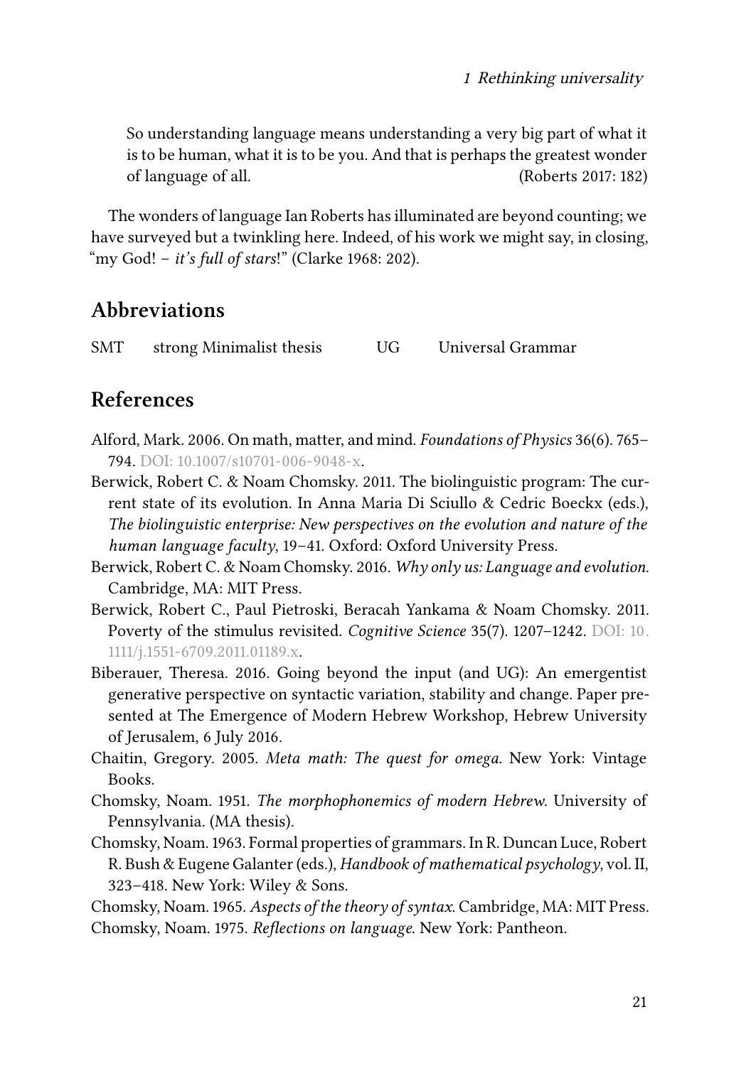> So understanding language means understanding a very big part of what it is to be human, what it is to be you. And that is perhaps the greatest wonder of language of all. (Roberts 2017: 182)

The wonders of language Ian Roberts has illuminated are beyond counting; we have surveyed but a twinkling here. Indeed, of his work we might say, in closing, "my God! – *it's full of stars*!" (Clarke 1968: 202).

## Abbreviations

| | | | |
|---|---|---|---|
| SMT | strong Minimalist thesis | UG | Universal Grammar |

## References

Alford, Mark. 2006. On math, matter, and mind. *Foundations of Physics* 36(6). 765–794. DOI: 10.1007/s10701-006-9048-x.

Berwick, Robert C. & Noam Chomsky. 2011. The biolinguistic program: The current state of its evolution. In Anna Maria Di Sciullo & Cedric Boeckx (eds.), *The biolinguistic enterprise: New perspectives on the evolution and nature of the human language faculty*, 19–41. Oxford: Oxford University Press.

Berwick, Robert C. & Noam Chomsky. 2016. *Why only us: Language and evolution*. Cambridge, MA: MIT Press.

Berwick, Robert C., Paul Pietroski, Beracah Yankama & Noam Chomsky. 2011. Poverty of the stimulus revisited. *Cognitive Science* 35(7). 1207–1242. DOI: 10.1111/j.1551-6709.2011.01189.x.

Biberauer, Theresa. 2016. Going beyond the input (and UG): An emergentist generative perspective on syntactic variation, stability and change. Paper presented at The Emergence of Modern Hebrew Workshop, Hebrew University of Jerusalem, 6 July 2016.

Chaitin, Gregory. 2005. *Meta math: The quest for omega*. New York: Vintage Books.

Chomsky, Noam. 1951. *The morphophonemics of modern Hebrew*. University of Pennsylvania. (MA thesis).

Chomsky, Noam. 1963. Formal properties of grammars. In R. Duncan Luce, Robert R. Bush & Eugene Galanter (eds.), *Handbook of mathematical psychology*, vol. II, 323–418. New York: Wiley & Sons.

Chomsky, Noam. 1965. *Aspects of the theory of syntax*. Cambridge, MA: MIT Press.

Chomsky, Noam. 1975. *Reflections on language*. New York: Pantheon.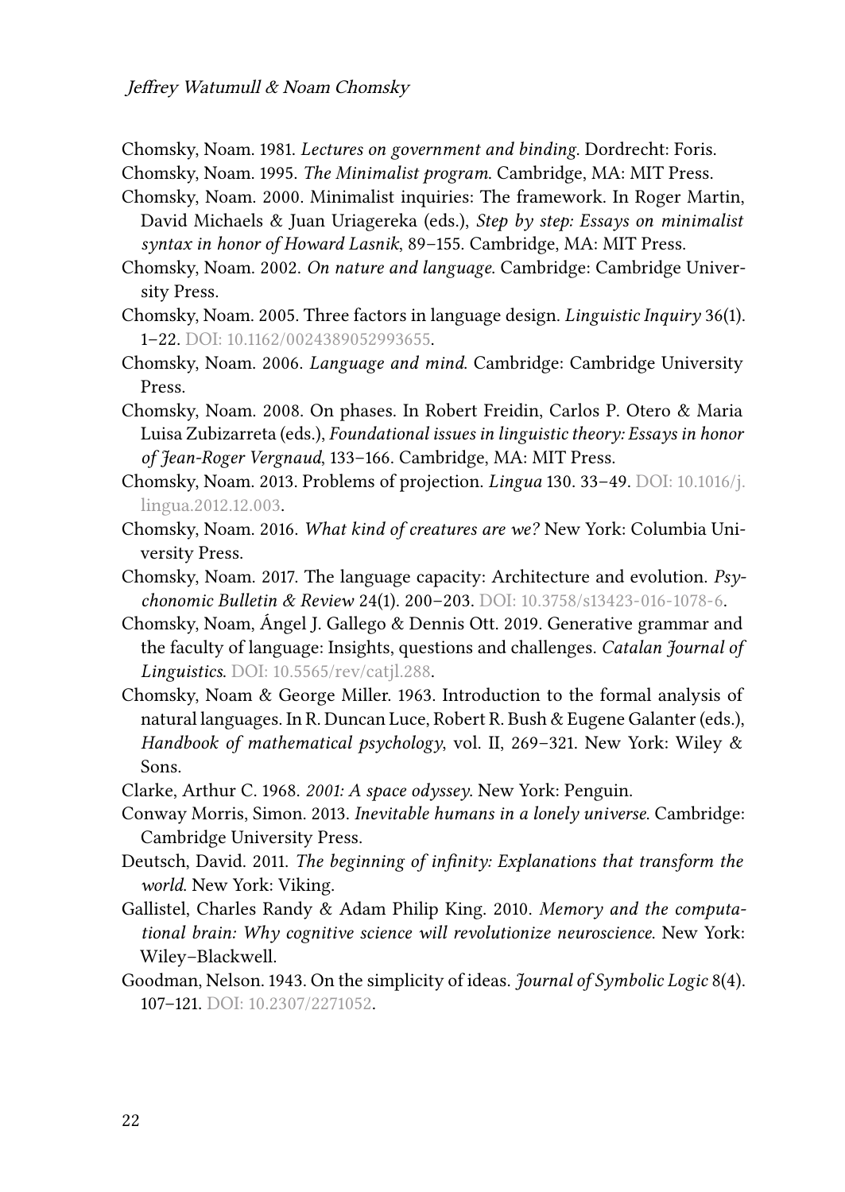Chomsky, Noam. 1981. *Lectures on government and binding*. Dordrecht: Foris.

Chomsky, Noam. 1995. *The Minimalist program*. Cambridge, MA: MIT Press.

Chomsky, Noam. 2000. Minimalist inquiries: The framework. In Roger Martin, David Michaels & Juan Uriagereka (eds.), *Step by step: Essays on minimalist syntax in honor of Howard Lasnik*, 89–155. Cambridge, MA: MIT Press.

Chomsky, Noam. 2002. *On nature and language*. Cambridge: Cambridge University Press.

Chomsky, Noam. 2005. Three factors in language design. *Linguistic Inquiry* 36(1). 1–22. DOI: 10.1162/0024389052993655.

Chomsky, Noam. 2006. *Language and mind*. Cambridge: Cambridge University Press.

Chomsky, Noam. 2008. On phases. In Robert Freidin, Carlos P. Otero & Maria Luisa Zubizarreta (eds.), *Foundational issues in linguistic theory: Essays in honor of Jean-Roger Vergnaud*, 133–166. Cambridge, MA: MIT Press.

Chomsky, Noam. 2013. Problems of projection. *Lingua* 130. 33–49. DOI: 10.1016/j.lingua.2012.12.003.

Chomsky, Noam. 2016. *What kind of creatures are we?* New York: Columbia University Press.

Chomsky, Noam. 2017. The language capacity: Architecture and evolution. *Psychonomic Bulletin & Review* 24(1). 200–203. DOI: 10.3758/s13423-016-1078-6.

Chomsky, Noam, Ángel J. Gallego & Dennis Ott. 2019. Generative grammar and the faculty of language: Insights, questions and challenges. *Catalan Journal of Linguistics*. DOI: 10.5565/rev/catjl.288.

Chomsky, Noam & George Miller. 1963. Introduction to the formal analysis of natural languages. In R. Duncan Luce, Robert R. Bush & Eugene Galanter (eds.), *Handbook of mathematical psychology*, vol. II, 269–321. New York: Wiley & Sons.

Clarke, Arthur C. 1968. *2001: A space odyssey*. New York: Penguin.

Conway Morris, Simon. 2013. *Inevitable humans in a lonely universe*. Cambridge: Cambridge University Press.

Deutsch, David. 2011. *The beginning of infinity: Explanations that transform the world*. New York: Viking.

Gallistel, Charles Randy & Adam Philip King. 2010. *Memory and the computational brain: Why cognitive science will revolutionize neuroscience*. New York: Wiley–Blackwell.

Goodman, Nelson. 1943. On the simplicity of ideas. *Journal of Symbolic Logic* 8(4). 107–121. DOI: 10.2307/2271052.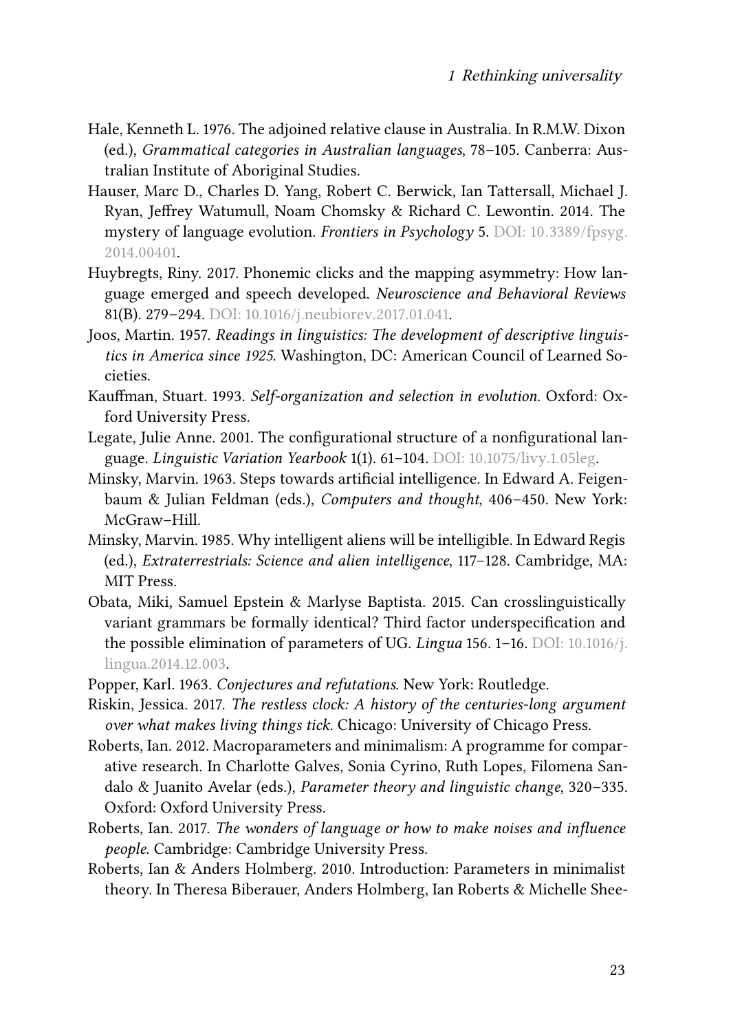Hale, Kenneth L. 1976. The adjoined relative clause in Australia. In R.M.W. Dixon (ed.), *Grammatical categories in Australian languages*, 78–105. Canberra: Australian Institute of Aboriginal Studies.

Hauser, Marc D., Charles D. Yang, Robert C. Berwick, Ian Tattersall, Michael J. Ryan, Jeffrey Watumull, Noam Chomsky & Richard C. Lewontin. 2014. The mystery of language evolution. *Frontiers in Psychology* 5. DOI: 10.3389/fpsyg.2014.00401.

Huybregts, Riny. 2017. Phonemic clicks and the mapping asymmetry: How language emerged and speech developed. *Neuroscience and Behavioral Reviews* 81(B). 279–294. DOI: 10.1016/j.neubiorev.2017.01.041.

Joos, Martin. 1957. *Readings in linguistics: The development of descriptive linguistics in America since 1925*. Washington, DC: American Council of Learned Societies.

Kauffman, Stuart. 1993. *Self-organization and selection in evolution*. Oxford: Oxford University Press.

Legate, Julie Anne. 2001. The configurational structure of a nonfigurational language. *Linguistic Variation Yearbook* 1(1). 61–104. DOI: 10.1075/livy.1.05leg.

Minsky, Marvin. 1963. Steps towards artificial intelligence. In Edward A. Feigenbaum & Julian Feldman (eds.), *Computers and thought*, 406–450. New York: McGraw–Hill.

Minsky, Marvin. 1985. Why intelligent aliens will be intelligible. In Edward Regis (ed.), *Extraterrestrials: Science and alien intelligence*, 117–128. Cambridge, MA: MIT Press.

Obata, Miki, Samuel Epstein & Marlyse Baptista. 2015. Can crosslinguistically variant grammars be formally identical? Third factor underspecification and the possible elimination of parameters of UG. *Lingua* 156. 1–16. DOI: 10.1016/j.lingua.2014.12.003.

Popper, Karl. 1963. *Conjectures and refutations*. New York: Routledge.

Riskin, Jessica. 2017. *The restless clock: A history of the centuries-long argument over what makes living things tick*. Chicago: University of Chicago Press.

Roberts, Ian. 2012. Macroparameters and minimalism: A programme for comparative research. In Charlotte Galves, Sonia Cyrino, Ruth Lopes, Filomena Sandalo & Juanito Avelar (eds.), *Parameter theory and linguistic change*, 320–335. Oxford: Oxford University Press.

Roberts, Ian. 2017. *The wonders of language or how to make noises and influence people*. Cambridge: Cambridge University Press.

Roberts, Ian & Anders Holmberg. 2010. Introduction: Parameters in minimalist theory. In Theresa Biberauer, Anders Holmberg, Ian Roberts & Michelle Shee-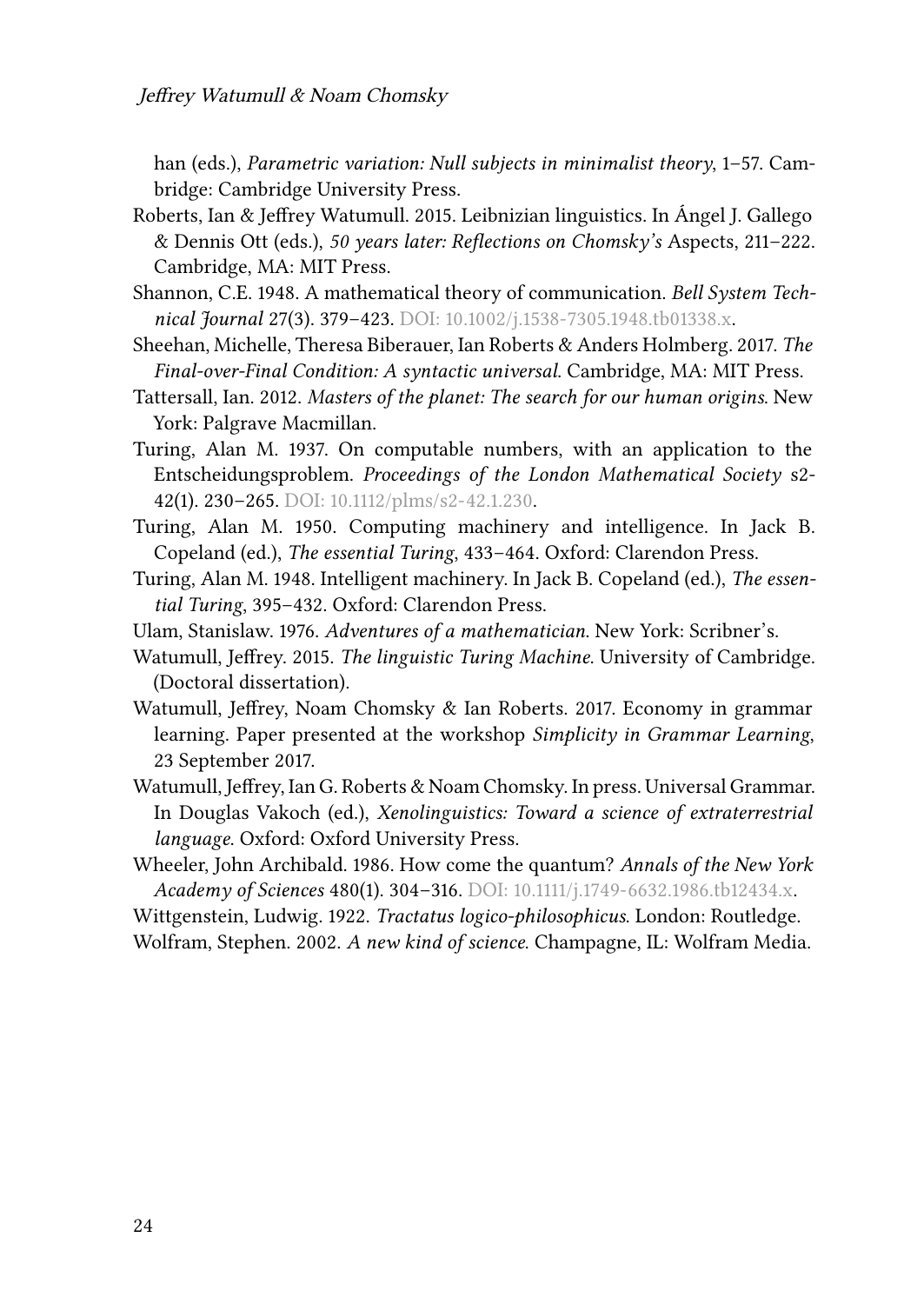han (eds.), *Parametric variation: Null subjects in minimalist theory*, 1–57. Cambridge: Cambridge University Press.

Roberts, Ian & Jeffrey Watumull. 2015. Leibnizian linguistics. In Ángel J. Gallego & Dennis Ott (eds.), *50 years later: Reflections on Chomsky's* Aspects, 211–222. Cambridge, MA: MIT Press.

Shannon, C.E. 1948. A mathematical theory of communication. *Bell System Technical Journal* 27(3). 379–423. DOI: 10.1002/j.1538-7305.1948.tb01338.x.

Sheehan, Michelle, Theresa Biberauer, Ian Roberts & Anders Holmberg. 2017. *The Final-over-Final Condition: A syntactic universal*. Cambridge, MA: MIT Press.

Tattersall, Ian. 2012. *Masters of the planet: The search for our human origins*. New York: Palgrave Macmillan.

Turing, Alan M. 1937. On computable numbers, with an application to the Entscheidungsproblem. *Proceedings of the London Mathematical Society* s2-42(1). 230–265. DOI: 10.1112/plms/s2-42.1.230.

Turing, Alan M. 1950. Computing machinery and intelligence. In Jack B. Copeland (ed.), *The essential Turing*, 433–464. Oxford: Clarendon Press.

Turing, Alan M. 1948. Intelligent machinery. In Jack B. Copeland (ed.), *The essential Turing*, 395–432. Oxford: Clarendon Press.

Ulam, Stanislaw. 1976. *Adventures of a mathematician*. New York: Scribner's.

Watumull, Jeffrey. 2015. *The linguistic Turing Machine*. University of Cambridge. (Doctoral dissertation).

Watumull, Jeffrey, Noam Chomsky & Ian Roberts. 2017. Economy in grammar learning. Paper presented at the workshop *Simplicity in Grammar Learning*, 23 September 2017.

Watumull, Jeffrey, Ian G. Roberts & Noam Chomsky. In press. Universal Grammar. In Douglas Vakoch (ed.), *Xenolinguistics: Toward a science of extraterrestrial language*. Oxford: Oxford University Press.

Wheeler, John Archibald. 1986. How come the quantum? *Annals of the New York Academy of Sciences* 480(1). 304–316. DOI: 10.1111/j.1749-6632.1986.tb12434.x.

Wittgenstein, Ludwig. 1922. *Tractatus logico-philosophicus*. London: Routledge.

Wolfram, Stephen. 2002. *A new kind of science*. Champagne, IL: Wolfram Media.